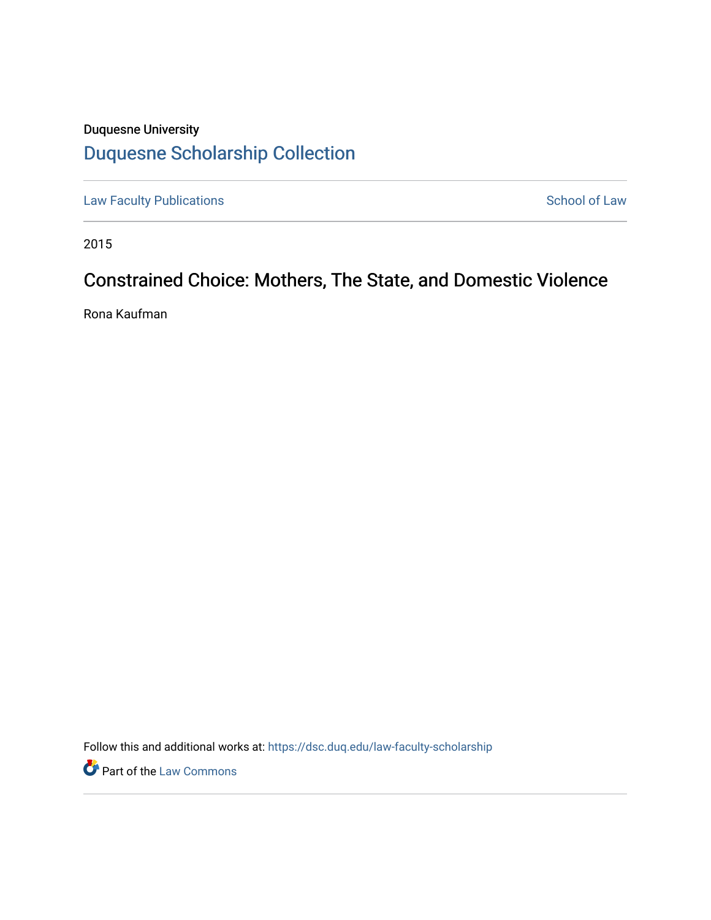Duquesne University

## Duquesne Scholarship Collection

Law Faculty Publications

School of Law

2015

# Constrained Choice: Mothers, The State, and Domestic Violence

Rona Kaufman

Follow this and additional works at: https://dsc.duq.edu/law-faculty-scholarship

Part of the Law Commons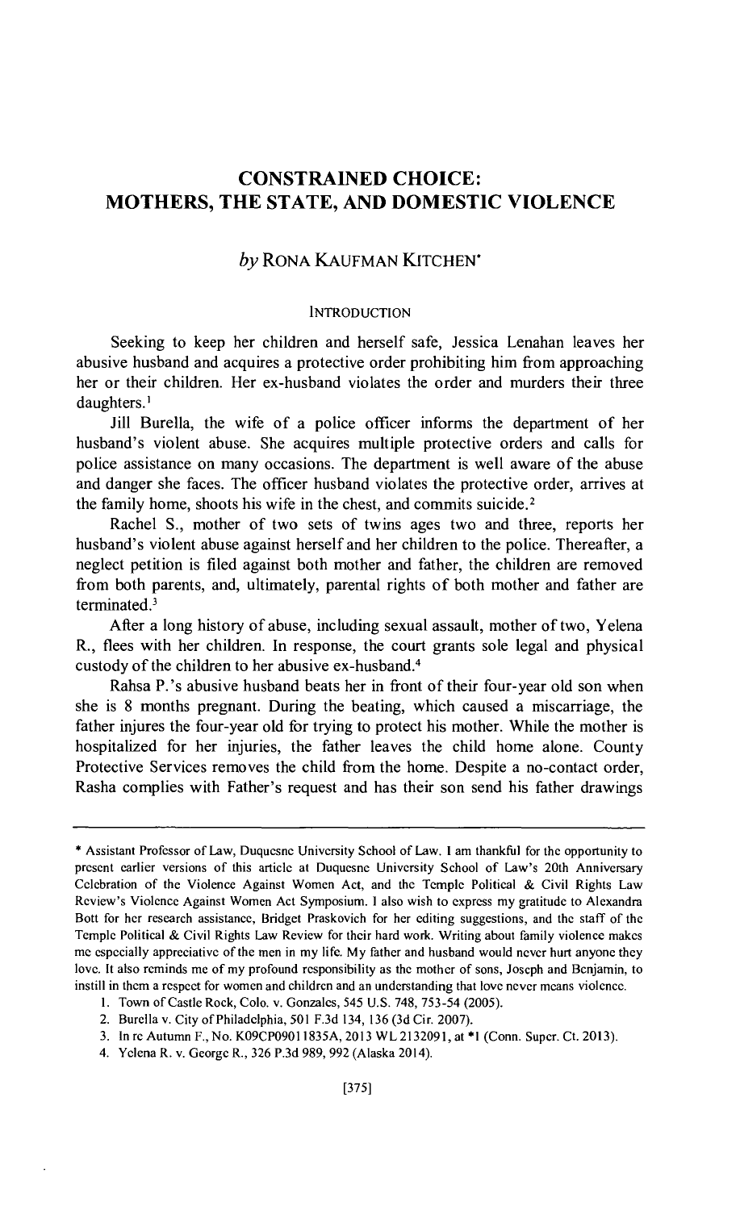# CONSTRAINED CHOICE: MOTHERS, THE STATE, AND DOMESTIC VIOLENCE

*by* RONA KAUFMAN KITCHEN*

## INTRODUCTION

Seeking to keep her children and herself safe, Jessica Lenahan leaves her abusive husband and acquires a protective order prohibiting him from approaching her or their children. Her ex-husband violates the order and murders their three daughters.[1]

Jill Burella, the wife of a police officer informs the department of her husband's violent abuse. She acquires multiple protective orders and calls for police assistance on many occasions. The department is well aware of the abuse and danger she faces. The officer husband violates the protective order, arrives at the family home, shoots his wife in the chest, and commits suicide.[2]

Rachel S., mother of two sets of twins ages two and three, reports her husband's violent abuse against herself and her children to the police. Thereafter, a neglect petition is filed against both mother and father, the children are removed from both parents, and, ultimately, parental rights of both mother and father are terminated.[3]

After a long history of abuse, including sexual assault, mother of two, Yelena R., flees with her children. In response, the court grants sole legal and physical custody of the children to her abusive ex-husband.[4]

Rahsa P.'s abusive husband beats her in front of their four-year old son when she is 8 months pregnant. During the beating, which caused a miscarriage, the father injures the four-year old for trying to protect his mother. While the mother is hospitalized for her injuries, the father leaves the child home alone. County Protective Services removes the child from the home. Despite a no-contact order, Rasha complies with Father's request and has their son send his father drawings

---

\* Assistant Professor of Law, Duquesne University School of Law. I am thankful for the opportunity to present earlier versions of this article at Duquesne University School of Law's 20th Anniversary Celebration of the Violence Against Women Act, and the Temple Political & Civil Rights Law Review's Violence Against Women Act Symposium. I also wish to express my gratitude to Alexandra Bott for her research assistance, Bridget Praskovich for her editing suggestions, and the staff of the Temple Political & Civil Rights Law Review for their hard work. Writing about family violence makes me especially appreciative of the men in my life. My father and husband would never hurt anyone they love. It also reminds me of my profound responsibility as the mother of sons, Joseph and Benjamin, to instill in them a respect for women and children and an understanding that love never means violence.

1. Town of Castle Rock, Colo. v. Gonzales, 545 U.S. 748, 753-54 (2005).

2. Burella v. City of Philadelphia, 501 F.3d 134, 136 (3d Cir. 2007).

3. In re Autumn F., No. K09CP09011835A, 2013 WL 2132091, at *1 (Conn. Super. Ct. 2013).

4. Yelena R. v. George R., 326 P.3d 989, 992 (Alaska 2014).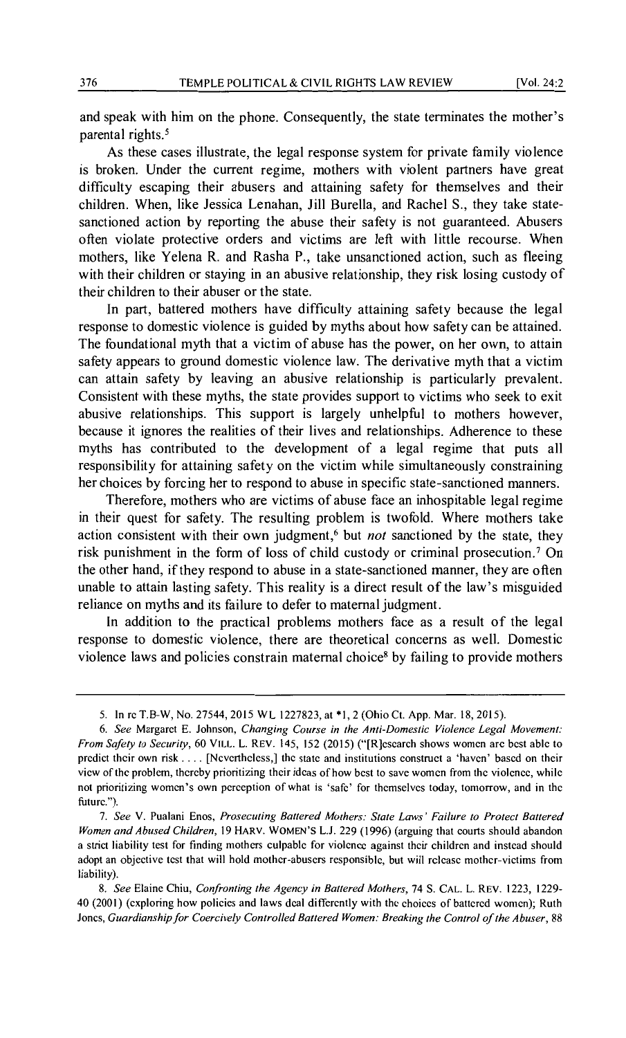and speak with him on the phone. Consequently, the state terminates the mother's parental rights.[5]

As these cases illustrate, the legal response system for private family violence is broken. Under the current regime, mothers with violent partners have great difficulty escaping their abusers and attaining safety for themselves and their children. When, like Jessica Lenahan, Jill Burella, and Rachel S., they take state-sanctioned action by reporting the abuse their safety is not guaranteed. Abusers often violate protective orders and victims are left with little recourse. When mothers, like Yelena R. and Rasha P., take unsanctioned action, such as fleeing with their children or staying in an abusive relationship, they risk losing custody of their children to their abuser or the state.

In part, battered mothers have difficulty attaining safety because the legal response to domestic violence is guided by myths about how safety can be attained. The foundational myth that a victim of abuse has the power, on her own, to attain safety appears to ground domestic violence law. The derivative myth that a victim can attain safety by leaving an abusive relationship is particularly prevalent. Consistent with these myths, the state provides support to victims who seek to exit abusive relationships. This support is largely unhelpful to mothers however, because it ignores the realities of their lives and relationships. Adherence to these myths has contributed to the development of a legal regime that puts all responsibility for attaining safety on the victim while simultaneously constraining her choices by forcing her to respond to abuse in specific state-sanctioned manners.

Therefore, mothers who are victims of abuse face an inhospitable legal regime in their quest for safety. The resulting problem is twofold. Where mothers take action consistent with their own judgment,[6] but *not* sanctioned by the state, they risk punishment in the form of loss of child custody or criminal prosecution.[7] On the other hand, if they respond to abuse in a state-sanctioned manner, they are often unable to attain lasting safety. This reality is a direct result of the law's misguided reliance on myths and its failure to defer to maternal judgment.

In addition to the practical problems mothers face as a result of the legal response to domestic violence, there are theoretical concerns as well. Domestic violence laws and policies constrain maternal choice[8] by failing to provide mothers

---

5. In re T.B-W, No. 27544, 2015 WL 1227823, at *1, 2 (Ohio Ct. App. Mar. 18, 2015).

6. *See* Margaret E. Johnson, *Changing Course in the Anti-Domestic Violence Legal Movement: From Safety to Security*, 60 VILL. L. REV. 145, 152 (2015) ("[R]esearch shows women are best able to predict their own risk . . . . [Nevertheless,] the state and institutions construct a 'haven' based on their view of the problem, thereby prioritizing their ideas of how best to save women from the violence, while not prioritizing women's own perception of what is 'safe' for themselves today, tomorrow, and in the future.").

7. *See* V. Pualani Enos, *Prosecuting Battered Mothers: State Laws' Failure to Protect Battered Women and Abused Children*, 19 HARV. WOMEN'S L.J. 229 (1996) (arguing that courts should abandon a strict liability test for finding mothers culpable for violence against their children and instead should adopt an objective test that will hold mother-abusers responsible, but will release mother-victims from liability).

8. *See* Elaine Chiu, *Confronting the Agency in Battered Mothers*, 74 S. CAL. L. REV. 1223, 1229-40 (2001) (exploring how policies and laws deal differently with the choices of battered women); Ruth Jones, *Guardianship for Coercively Controlled Battered Women: Breaking the Control of the Abuser*, 88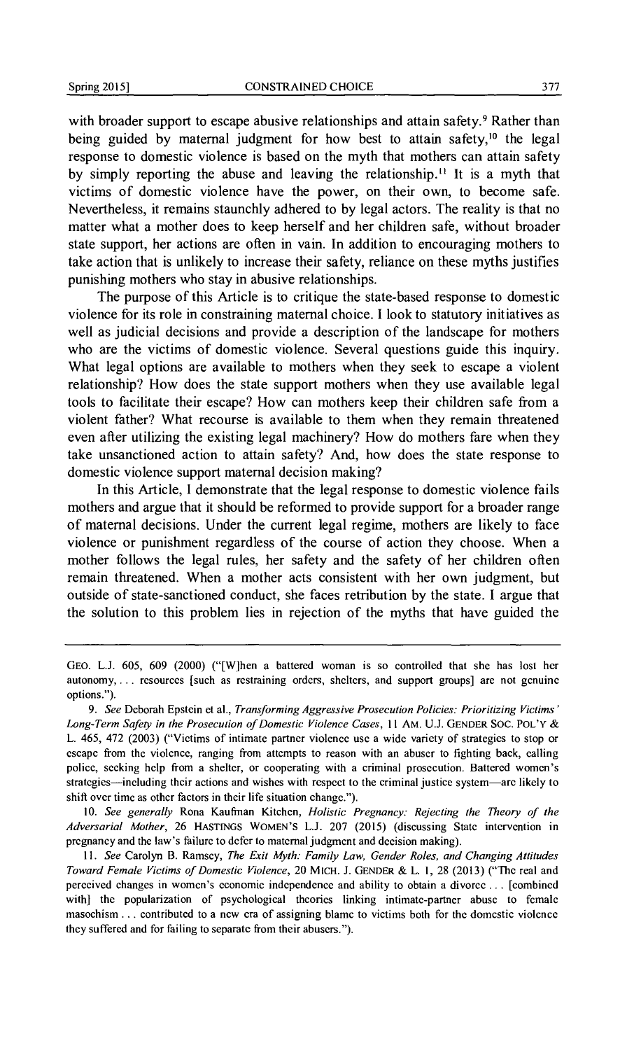with broader support to escape abusive relationships and attain safety.[9] Rather than being guided by maternal judgment for how best to attain safety,[10] the legal response to domestic violence is based on the myth that mothers can attain safety by simply reporting the abuse and leaving the relationship.[11] It is a myth that victims of domestic violence have the power, on their own, to become safe. Nevertheless, it remains staunchly adhered to by legal actors. The reality is that no matter what a mother does to keep herself and her children safe, without broader state support, her actions are often in vain. In addition to encouraging mothers to take action that is unlikely to increase their safety, reliance on these myths justifies punishing mothers who stay in abusive relationships.

The purpose of this Article is to critique the state-based response to domestic violence for its role in constraining maternal choice. I look to statutory initiatives as well as judicial decisions and provide a description of the landscape for mothers who are the victims of domestic violence. Several questions guide this inquiry. What legal options are available to mothers when they seek to escape a violent relationship? How does the state support mothers when they use available legal tools to facilitate their escape? How can mothers keep their children safe from a violent father? What recourse is available to them when they remain threatened even after utilizing the existing legal machinery? How do mothers fare when they take unsanctioned action to attain safety? And, how does the state response to domestic violence support maternal decision making?

In this Article, I demonstrate that the legal response to domestic violence fails mothers and argue that it should be reformed to provide support for a broader range of maternal decisions. Under the current legal regime, mothers are likely to face violence or punishment regardless of the course of action they choose. When a mother follows the legal rules, her safety and the safety of her children often remain threatened. When a mother acts consistent with her own judgment, but outside of state-sanctioned conduct, she faces retribution by the state. I argue that the solution to this problem lies in rejection of the myths that have guided the

---

GEO. L.J. 605, 609 (2000) ("[W]hen a battered woman is so controlled that she has lost her autonomy, . . . resources [such as restraining orders, shelters, and support groups] are not genuine options.").

9. *See* Deborah Epstein et al., *Transforming Aggressive Prosecution Policies: Prioritizing Victims' Long-Term Safety in the Prosecution of Domestic Violence Cases*, 11 AM. U.J. GENDER SOC. POL'Y & L. 465, 472 (2003) ("Victims of intimate partner violence use a wide variety of strategies to stop or escape from the violence, ranging from attempts to reason with an abuser to fighting back, calling police, seeking help from a shelter, or cooperating with a criminal prosecution. Battered women's strategies—including their actions and wishes with respect to the criminal justice system—are likely to shift over time as other factors in their life situation change.").

10. *See generally* Rona Kaufman Kitchen, *Holistic Pregnancy: Rejecting the Theory of the Adversarial Mother*, 26 HASTINGS WOMEN'S L.J. 207 (2015) (discussing State intervention in pregnancy and the law's failure to defer to maternal judgment and decision making).

11. *See* Carolyn B. Ramsey, *The Exit Myth: Family Law, Gender Roles, and Changing Attitudes Toward Female Victims of Domestic Violence*, 20 MICH. J. GENDER & L. 1, 28 (2013) ("The real and perceived changes in women's economic independence and ability to obtain a divorce . . . [combined with] the popularization of psychological theories linking intimate-partner abuse to female masochism . . . contributed to a new era of assigning blame to victims both for the domestic violence they suffered and for failing to separate from their abusers.").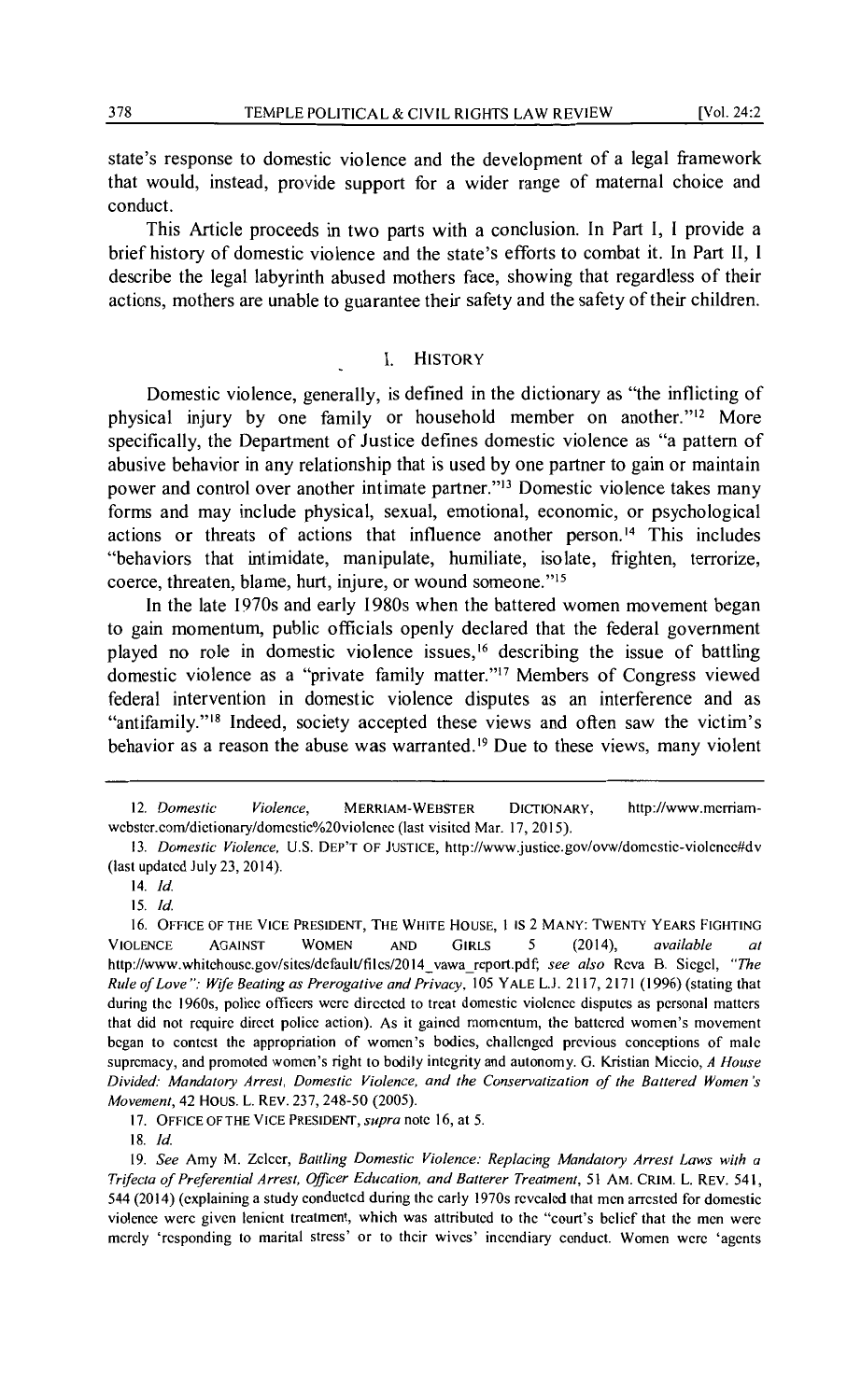state's response to domestic violence and the development of a legal framework that would, instead, provide support for a wider range of maternal choice and conduct.

This Article proceeds in two parts with a conclusion. In Part I, I provide a brief history of domestic violence and the state's efforts to combat it. In Part II, I describe the legal labyrinth abused mothers face, showing that regardless of their actions, mothers are unable to guarantee their safety and the safety of their children.

## I. HISTORY

Domestic violence, generally, is defined in the dictionary as "the inflicting of physical injury by one family or household member on another."[12] More specifically, the Department of Justice defines domestic violence as "a pattern of abusive behavior in any relationship that is used by one partner to gain or maintain power and control over another intimate partner."[13] Domestic violence takes many forms and may include physical, sexual, emotional, economic, or psychological actions or threats of actions that influence another person.[14] This includes "behaviors that intimidate, manipulate, humiliate, isolate, frighten, terrorize, coerce, threaten, blame, hurt, injure, or wound someone."[15]

In the late 1970s and early 1980s when the battered women movement began to gain momentum, public officials openly declared that the federal government played no role in domestic violence issues,[16] describing the issue of battling domestic violence as a "private family matter."[17] Members of Congress viewed federal intervention in domestic violence disputes as an interference and as "antifamily."[18] Indeed, society accepted these views and often saw the victim's behavior as a reason the abuse was warranted.[19] Due to these views, many violent

---

12. *Domestic Violence*, MERRIAM-WEBSTER DICTIONARY, http://www.merriam-webster.com/dictionary/domestic%20violence (last visited Mar. 17, 2015).

13. *Domestic Violence*, U.S. DEP'T OF JUSTICE, http://www.justice.gov/ovw/domestic-violence#dv (last updated July 23, 2014).

14. *Id.*

15. *Id.*

16. OFFICE OF THE VICE PRESIDENT, THE WHITE HOUSE, 1 IS 2 MANY: TWENTY YEARS FIGHTING VIOLENCE AGAINST WOMEN AND GIRLS 5 (2014), *available at* http://www.whitehouse.gov/sites/default/files/2014_vawa_report.pdf; *see also* Reva B. Siegel, *"The Rule of Love": Wife Beating as Prerogative and Privacy*, 105 YALE L.J. 2117, 2171 (1996) (stating that during the 1960s, police officers were directed to treat domestic violence disputes as personal matters that did not require direct police action). As it gained momentum, the battered women's movement began to contest the appropriation of women's bodies, challenged previous conceptions of male supremacy, and promoted women's right to bodily integrity and autonomy. G. Kristian Miccio, *A House Divided: Mandatory Arrest, Domestic Violence, and the Conservatization of the Battered Women's Movement*, 42 HOUS. L. REV. 237, 248-50 (2005).

17. OFFICE OF THE VICE PRESIDENT, *supra* note 16, at 5.

18. *Id.*

19. *See* Amy M. Zelcer, *Battling Domestic Violence: Replacing Mandatory Arrest Laws with a Trifecta of Preferential Arrest, Officer Education, and Batterer Treatment*, 51 AM. CRIM. L. REV. 541, 544 (2014) (explaining a study conducted during the early 1970s revealed that men arrested for domestic violence were given lenient treatment, which was attributed to the "court's belief that the men were merely 'responding to marital stress' or to their wives' incendiary conduct. Women were 'agents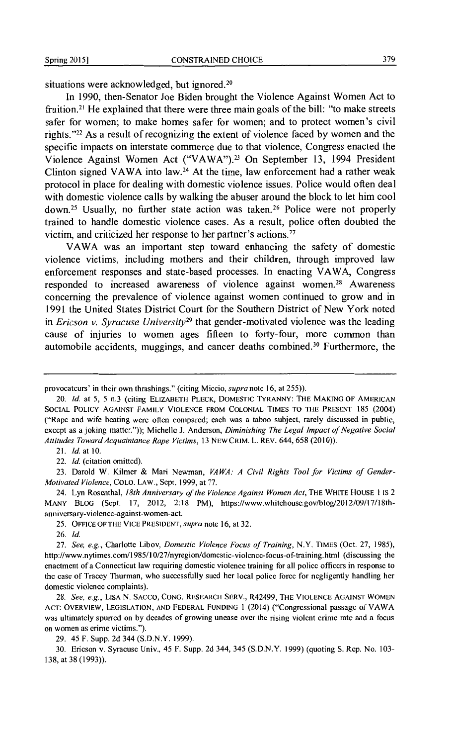situations were acknowledged, but ignored.[20]

In 1990, then-Senator Joe Biden brought the Violence Against Women Act to fruition.[21] He explained that there were three main goals of the bill: "to make streets safer for women; to make homes safer for women; and to protect women's civil rights."[22] As a result of recognizing the extent of violence faced by women and the specific impacts on interstate commerce due to that violence, Congress enacted the Violence Against Women Act ("VAWA").[23] On September 13, 1994 President Clinton signed VAWA into law.[24] At the time, law enforcement had a rather weak protocol in place for dealing with domestic violence issues. Police would often deal with domestic violence calls by walking the abuser around the block to let him cool down.[25] Usually, no further state action was taken.[26] Police were not properly trained to handle domestic violence cases. As a result, police often doubted the victim, and criticized her response to her partner's actions.[27]

VAWA was an important step toward enhancing the safety of domestic violence victims, including mothers and their children, through improved law enforcement responses and state-based processes. In enacting VAWA, Congress responded to increased awareness of violence against women.[28] Awareness concerning the prevalence of violence against women continued to grow and in 1991 the United States District Court for the Southern District of New York noted in *Ericson v. Syracuse University*[29] that gender-motivated violence was the leading cause of injuries to women ages fifteen to forty-four, more common than automobile accidents, muggings, and cancer deaths combined.[30] Furthermore, the

---

provocateurs' in their own thrashings." (citing Miccio, *supra* note 16, at 255)).

20. *Id.* at 5, 5 n.3 (citing ELIZABETH PLECK, DOMESTIC TYRANNY: THE MAKING OF AMERICAN SOCIAL POLICY AGAINST FAMILY VIOLENCE FROM COLONIAL TIMES TO THE PRESENT 185 (2004) ("Rape and wife beating were often compared; each was a taboo subject, rarely discussed in public, except as a joking matter.")); Michelle J. Anderson, *Diminishing The Legal Impact of Negative Social Attitudes Toward Acquaintance Rape Victims*, 13 NEW CRIM. L. REV. 644, 658 (2010)).

21. *Id.* at 10.

22. *Id.* (citation omitted).

23. Darold W. Kilmer & Mari Newman, *VAWA: A Civil Rights Tool for Victims of Gender-Motivated Violence*, COLO. LAW., Sept. 1999, at 77.

24. Lyn Rosenthal, *18th Anniversary of the Violence Against Women Act*, THE WHITE HOUSE 1 IS 2 MANY BLOG (Sept. 17, 2012, 2:18 PM), https://www.whitehouse.gov/blog/2012/09/17/18th-anniversary-violence-against-women-act.

25. OFFICE OF THE VICE PRESIDENT, *supra* note 16, at 32.

26. *Id.*

27. *See, e.g.*, Charlotte Libov, *Domestic Violence Focus of Training*, N.Y. TIMES (Oct. 27, 1985), http://www.nytimes.com/1985/10/27/nyregion/domestic-violence-focus-of-training.html (discussing the enactment of a Connecticut law requiring domestic violence training for all police officers in response to the case of Tracey Thurman, who successfully sued her local police force for negligently handling her domestic violence complaints).

28. *See, e.g.*, LISA N. SACCO, CONG. RESEARCH SERV., R42499, THE VIOLENCE AGAINST WOMEN ACT: OVERVIEW, LEGISLATION, AND FEDERAL FUNDING 1 (2014) ("Congressional passage of VAWA was ultimately spurred on by decades of growing unease over the rising violent crime rate and a focus on women as crime victims.").

29. 45 F. Supp. 2d 344 (S.D.N.Y. 1999).

30. Ericson v. Syracuse Univ., 45 F. Supp. 2d 344, 345 (S.D.N.Y. 1999) (quoting S. Rep. No. 103-138, at 38 (1993)).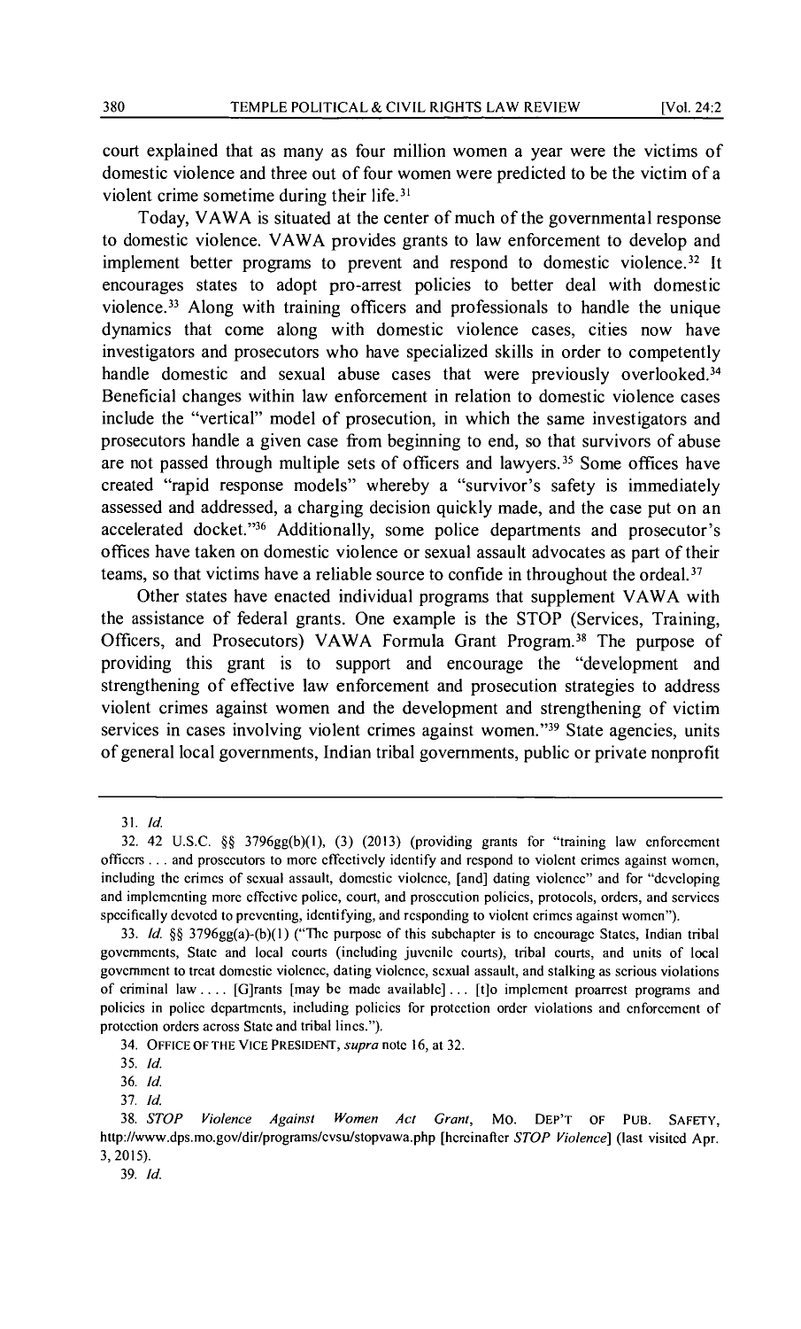court explained that as many as four million women a year were the victims of domestic violence and three out of four women were predicted to be the victim of a violent crime sometime during their life.[31]

Today, VAWA is situated at the center of much of the governmental response to domestic violence. VAWA provides grants to law enforcement to develop and implement better programs to prevent and respond to domestic violence.[32] It encourages states to adopt pro-arrest policies to better deal with domestic violence.[33] Along with training officers and professionals to handle the unique dynamics that come along with domestic violence cases, cities now have investigators and prosecutors who have specialized skills in order to competently handle domestic and sexual abuse cases that were previously overlooked.[34] Beneficial changes within law enforcement in relation to domestic violence cases include the "vertical" model of prosecution, in which the same investigators and prosecutors handle a given case from beginning to end, so that survivors of abuse are not passed through multiple sets of officers and lawyers.[35] Some offices have created "rapid response models" whereby a "survivor's safety is immediately assessed and addressed, a charging decision quickly made, and the case put on an accelerated docket."[36] Additionally, some police departments and prosecutor's offices have taken on domestic violence or sexual assault advocates as part of their teams, so that victims have a reliable source to confide in throughout the ordeal.[37]

Other states have enacted individual programs that supplement VAWA with the assistance of federal grants. One example is the STOP (Services, Training, Officers, and Prosecutors) VAWA Formula Grant Program.[38] The purpose of providing this grant is to support and encourage the "development and strengthening of effective law enforcement and prosecution strategies to address violent crimes against women and the development and strengthening of victim services in cases involving violent crimes against women."[39] State agencies, units of general local governments, Indian tribal governments, public or private nonprofit

---

31. *Id.*

32. 42 U.S.C. §§ 3796gg(b)(1), (3) (2013) (providing grants for "training law enforcement officers . . . and prosecutors to more effectively identify and respond to violent crimes against women, including the crimes of sexual assault, domestic violence, [and] dating violence" and for "developing and implementing more effective police, court, and prosecution policies, protocols, orders, and services specifically devoted to preventing, identifying, and responding to violent crimes against women").

33. *Id.* §§ 3796gg(a)-(b)(1) ("The purpose of this subchapter is to encourage States, Indian tribal governments, State and local courts (including juvenile courts), tribal courts, and units of local government to treat domestic violence, dating violence, sexual assault, and stalking as serious violations of criminal law . . . . [G]rants [may be made available] . . . [t]o implement proarrest programs and policies in police departments, including policies for protection order violations and enforcement of protection orders across State and tribal lines.").

34. OFFICE OF THE VICE PRESIDENT, *supra* note 16, at 32.

35. *Id.*

36. *Id.*

37. *Id.*

38. *STOP Violence Against Women Act Grant*, MO. DEP'T OF PUB. SAFETY, http://www.dps.mo.gov/dir/programs/cvsu/stopvawa.php [hereinafter *STOP Violence*] (last visited Apr. 3, 2015).

39. *Id.*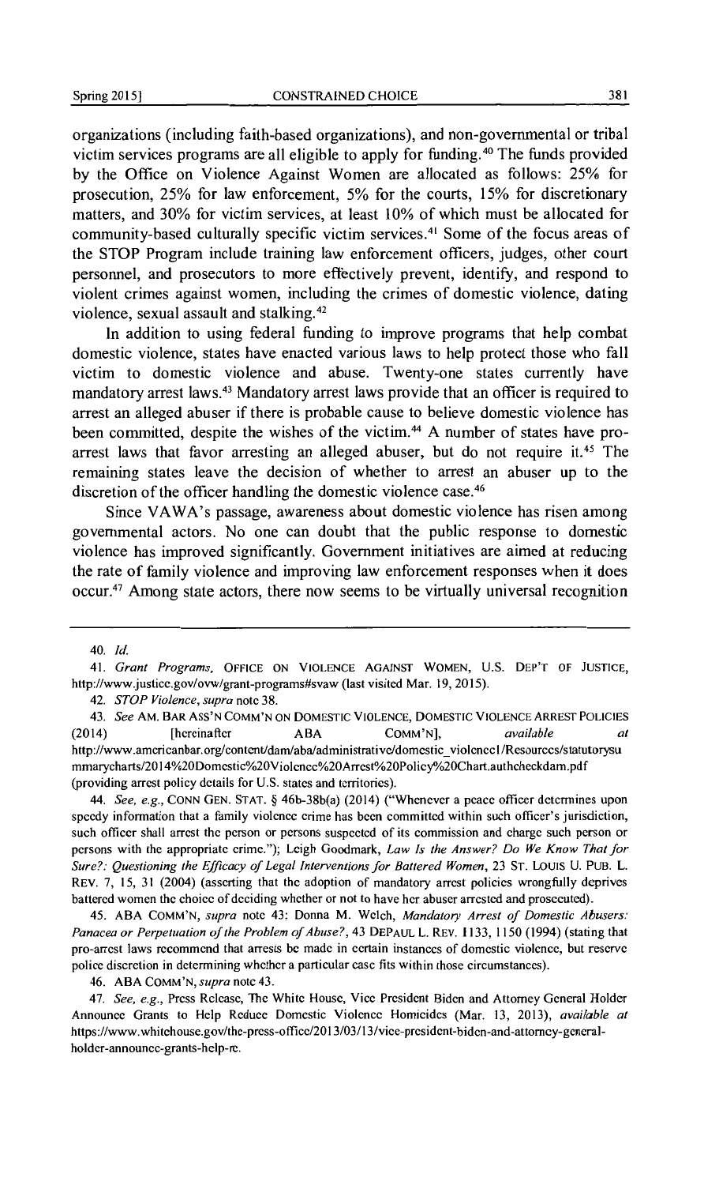organizations (including faith-based organizations), and non-governmental or tribal victim services programs are all eligible to apply for funding.[40] The funds provided by the Office on Violence Against Women are allocated as follows: 25% for prosecution, 25% for law enforcement, 5% for the courts, 15% for discretionary matters, and 30% for victim services, at least 10% of which must be allocated for community-based culturally specific victim services.[41] Some of the focus areas of the STOP Program include training law enforcement officers, judges, other court personnel, and prosecutors to more effectively prevent, identify, and respond to violent crimes against women, including the crimes of domestic violence, dating violence, sexual assault and stalking.[42]

In addition to using federal funding to improve programs that help combat domestic violence, states have enacted various laws to help protect those who fall victim to domestic violence and abuse. Twenty-one states currently have mandatory arrest laws.[43] Mandatory arrest laws provide that an officer is required to arrest an alleged abuser if there is probable cause to believe domestic violence has been committed, despite the wishes of the victim.[44] A number of states have pro-arrest laws that favor arresting an alleged abuser, but do not require it.[45] The remaining states leave the decision of whether to arrest an abuser up to the discretion of the officer handling the domestic violence case.[46]

Since VAWA's passage, awareness about domestic violence has risen among governmental actors. No one can doubt that the public response to domestic violence has improved significantly. Government initiatives are aimed at reducing the rate of family violence and improving law enforcement responses when it does occur.[47] Among state actors, there now seems to be virtually universal recognition

---

40. *Id.*

41. *Grant Programs*, OFFICE ON VIOLENCE AGAINST WOMEN, U.S. DEP'T OF JUSTICE, http://www.justice.gov/ovw/grant-programs#svaw (last visited Mar. 19, 2015).

42. *STOP Violence*, *supra* note 38.

43. *See* AM. BAR ASS'N COMM'N ON DOMESTIC VIOLENCE, DOMESTIC VIOLENCE ARREST POLICIES (2014) [hereinafter ABA COMM'N], *available at* http://www.americanbar.org/content/dam/aba/administrative/domestic_violence1/Resources/statutorysummarycharts/2014%20Domestic%20Violence%20Arrest%20Policy%20Chart.authcheckdam.pdf (providing arrest policy details for U.S. states and territories).

44. *See, e.g.*, CONN GEN. STAT. § 46b-38b(a) (2014) ("Whenever a peace officer determines upon speedy information that a family violence crime has been committed within such officer's jurisdiction, such officer shall arrest the person or persons suspected of its commission and charge such person or persons with the appropriate crime."); Leigh Goodmark, *Law Is the Answer? Do We Know That for Sure?: Questioning the Efficacy of Legal Interventions for Battered Women*, 23 ST. LOUIS U. PUB. L. REV. 7, 15, 31 (2004) (asserting that the adoption of mandatory arrest policies wrongfully deprives battered women the choice of deciding whether or not to have her abuser arrested and prosecuted).

45. ABA COMM'N, *supra* note 43: Donna M. Welch, *Mandatory Arrest of Domestic Abusers: Panacea or Perpetuation of the Problem of Abuse?*, 43 DEPAUL L. REV. 1133, 1150 (1994) (stating that pro-arrest laws recommend that arrests be made in certain instances of domestic violence, but reserve police discretion in determining whether a particular case fits within those circumstances).

46. ABA COMM'N, *supra* note 43.

47. *See, e.g.*, Press Release, The White House, Vice President Biden and Attorney General Holder Announce Grants to Help Reduce Domestic Violence Homicides (Mar. 13, 2013), *available at* https://www.whitehouse.gov/the-press-office/2013/03/13/vice-president-biden-and-attorney-general-holder-announce-grants-help-re.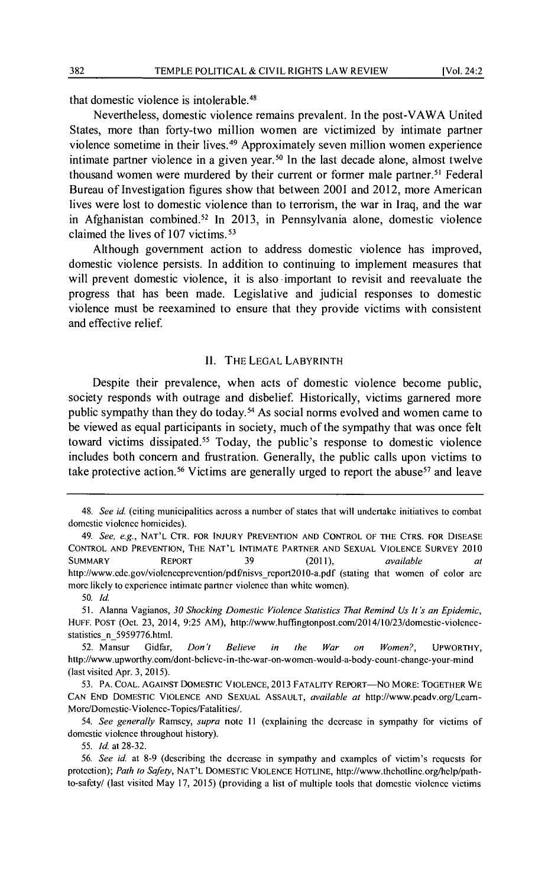that domestic violence is intolerable.[48]

Nevertheless, domestic violence remains prevalent. In the post-VAWA United States, more than forty-two million women are victimized by intimate partner violence sometime in their lives.[49] Approximately seven million women experience intimate partner violence in a given year.[50] In the last decade alone, almost twelve thousand women were murdered by their current or former male partner.[51] Federal Bureau of Investigation figures show that between 2001 and 2012, more American lives were lost to domestic violence than to terrorism, the war in Iraq, and the war in Afghanistan combined.[52] In 2013, in Pennsylvania alone, domestic violence claimed the lives of 107 victims.[53]

Although government action to address domestic violence has improved, domestic violence persists. In addition to continuing to implement measures that will prevent domestic violence, it is also important to revisit and reevaluate the progress that has been made. Legislative and judicial responses to domestic violence must be reexamined to ensure that they provide victims with consistent and effective relief.

## II. THE LEGAL LABYRINTH

Despite their prevalence, when acts of domestic violence become public, society responds with outrage and disbelief. Historically, victims garnered more public sympathy than they do today.[54] As social norms evolved and women came to be viewed as equal participants in society, much of the sympathy that was once felt toward victims dissipated.[55] Today, the public's response to domestic violence includes both concern and frustration. Generally, the public calls upon victims to take protective action.[56] Victims are generally urged to report the abuse[57] and leave

---

48. *See id.* (citing municipalities across a number of states that will undertake initiatives to combat domestic violence homicides).

49. *See, e.g.*, NAT'L CTR. FOR INJURY PREVENTION AND CONTROL OF THE CTRS. FOR DISEASE CONTROL AND PREVENTION, THE NAT'L INTIMATE PARTNER AND SEXUAL VIOLENCE SURVEY 2010 SUMMARY REPORT 39 (2011), *available at* http://www.cdc.gov/violenceprevention/pdf/nisvs_report2010-a.pdf (stating that women of color are more likely to experience intimate partner violence than white women).

50. *Id.*

51. Alanna Vagianos, *30 Shocking Domestic Violence Statistics That Remind Us It's an Epidemic*, HUFF. POST (Oct. 23, 2014, 9:25 AM), http://www.huffingtonpost.com/2014/10/23/domestic-violence-statistics_n_5959776.html.

52. Mansur Gidfar, *Don't Believe in the War on Women?*, UPWORTHY, http://www.upworthy.com/dont-believe-in-the-war-on-women-would-a-body-count-change-your-mind (last visited Apr. 3, 2015).

53. PA. COAL. AGAINST DOMESTIC VIOLENCE, 2013 FATALITY REPORT—NO MORE: TOGETHER WE CAN END DOMESTIC VIOLENCE AND SEXUAL ASSAULT, *available at* http://www.pcadv.org/Learn-More/Domestic-Violence-Topics/Fatalities/.

54. *See generally* Ramsey, *supra* note 11 (explaining the decrease in sympathy for victims of domestic violence throughout history).

55. *Id.* at 28-32.

56. *See id.* at 8-9 (describing the decrease in sympathy and examples of victim's requests for protection); *Path to Safety*, NAT'L DOMESTIC VIOLENCE HOTLINE, http://www.thehotline.org/help/path-to-safety/ (last visited May 17, 2015) (providing a list of multiple tools that domestic violence victims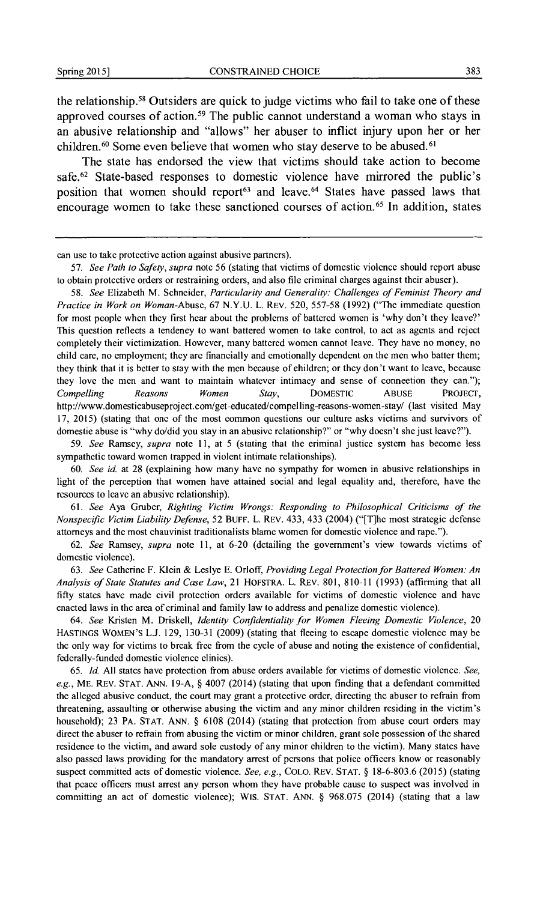the relationship.[58] Outsiders are quick to judge victims who fail to take one of these approved courses of action.[59] The public cannot understand a woman who stays in an abusive relationship and "allows" her abuser to inflict injury upon her or her children.[60] Some even believe that women who stay deserve to be abused.[61]

The state has endorsed the view that victims should take action to become safe.[62] State-based responses to domestic violence have mirrored the public's position that women should report[63] and leave.[64] States have passed laws that encourage women to take these sanctioned courses of action.[65] In addition, states

---

can use to take protective action against abusive partners).

57. *See Path to Safety*, *supra* note 56 (stating that victims of domestic violence should report abuse to obtain protective orders or restraining orders, and also file criminal charges against their abuser).

58. *See* Elizabeth M. Schneider, *Particularity and Generality: Challenges of Feminist Theory and Practice in Work on Woman-*Abuse, 67 N.Y.U. L. REV. 520, 557-58 (1992) ("The immediate question for most people when they first hear about the problems of battered women is 'why don't they leave?' This question reflects a tendency to want battered women to take control, to act as agents and reject completely their victimization. However, many battered women cannot leave. They have no money, no child care, no employment; they are financially and emotionally dependent on the men who batter them; they think that it is better to stay with the men because of children; or they don't want to leave, because they love the men and want to maintain whatever intimacy and sense of connection they can."); *Compelling Reasons Women Stay*, DOMESTIC ABUSE PROJECT, http://www.domesticabuseproject.com/get-educated/compelling-reasons-women-stay/ (last visited May 17, 2015) (stating that one of the most common questions our culture asks victims and survivors of domestic abuse is "why do/did you stay in an abusive relationship?" or "why doesn't she just leave?").

59. *See* Ramsey, *supra* note 11, at 5 (stating that the criminal justice system has become less sympathetic toward women trapped in violent intimate relationships).

60. *See id.* at 28 (explaining how many have no sympathy for women in abusive relationships in light of the perception that women have attained social and legal equality and, therefore, have the resources to leave an abusive relationship).

61. *See* Aya Gruber, *Righting Victim Wrongs: Responding to Philosophical Criticisms of the Nonspecific Victim Liability Defense*, 52 BUFF. L. REV. 433, 433 (2004) ("[T]he most strategic defense attorneys and the most chauvinist traditionalists blame women for domestic violence and rape.").

62. *See* Ramsey, *supra* note 11, at 6-20 (detailing the government's view towards victims of domestic violence).

63. *See* Catherine F. Klein & Leslye E. Orloff, *Providing Legal Protection for Battered Women: An Analysis of State Statutes and Case Law*, 21 HOFSTRA. L. REV. 801, 810-11 (1993) (affirming that all fifty states have made civil protection orders available for victims of domestic violence and have enacted laws in the area of criminal and family law to address and penalize domestic violence).

64. *See* Kristen M. Driskell, *Identity Confidentiality for Women Fleeing Domestic Violence*, 20 HASTINGS WOMEN'S L.J. 129, 130-31 (2009) (stating that fleeing to escape domestic violence may be the only way for victims to break free from the cycle of abuse and noting the existence of confidential, federally-funded domestic violence clinics).

65. *Id.* All states have protection from abuse orders available for victims of domestic violence. *See, e.g.*, ME. REV. STAT. ANN. 19-A, § 4007 (2014) (stating that upon finding that a defendant committed the alleged abusive conduct, the court may grant a protective order, directing the abuser to refrain from threatening, assaulting or otherwise abusing the victim and any minor children residing in the victim's household); 23 PA. STAT. ANN. § 6108 (2014) (stating that protection from abuse court orders may direct the abuser to refrain from abusing the victim or minor children, grant sole possession of the shared residence to the victim, and award sole custody of any minor children to the victim). Many states have also passed laws providing for the mandatory arrest of persons that police officers know or reasonably suspect committed acts of domestic violence. *See, e.g.*, COLO. REV. STAT. § 18-6-803.6 (2015) (stating that peace officers must arrest any person whom they have probable cause to suspect was involved in committing an act of domestic violence); WIS. STAT. ANN. § 968.075 (2014) (stating that a law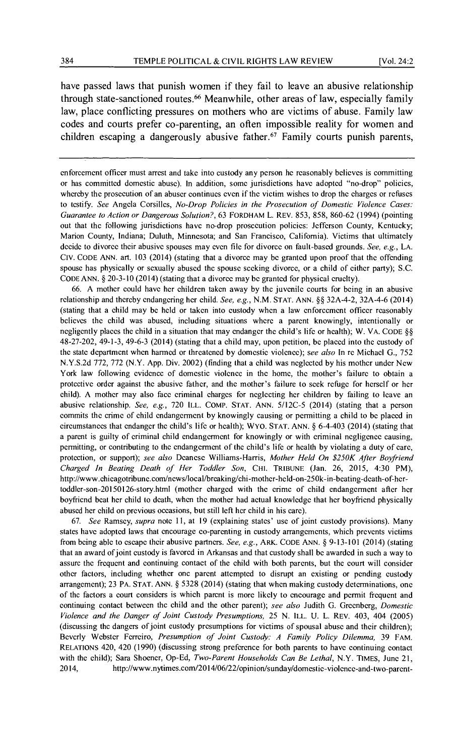have passed laws that punish women if they fail to leave an abusive relationship through state-sanctioned routes.[66] Meanwhile, other areas of law, especially family law, place conflicting pressures on mothers who are victims of abuse. Family law codes and courts prefer co-parenting, an often impossible reality for women and children escaping a dangerously abusive father.[67] Family courts punish parents,

---

enforcement officer must arrest and take into custody any person he reasonably believes is committing or has committed domestic abuse). In addition, some jurisdictions have adopted "no-drop" policies, whereby the prosecution of an abuser continues even if the victim wishes to drop the charges or refuses to testify. *See* Angela Corsilles, *No-Drop Policies in the Prosecution of Domestic Violence Cases: Guarantee to Action or Dangerous Solution?*, 63 FORDHAM L. REV. 853, 858, 860-62 (1994) (pointing out that the following jurisdictions have no-drop prosecution policies: Jefferson County, Kentucky; Marion County, Indiana; Duluth, Minnesota; and San Francisco, California). Victims that ultimately decide to divorce their abusive spouses may even file for divorce on fault-based grounds. *See, e.g.*, LA. CIV. CODE ANN. art. 103 (2014) (stating that a divorce may be granted upon proof that the offending spouse has physically or sexually abused the spouse seeking divorce, or a child of either party); S.C. CODE ANN. § 20-3-10 (2014) (stating that a divorce may be granted for physical cruelty).

66. A mother could have her children taken away by the juvenile courts for being in an abusive relationship and thereby endangering her child. *See, e.g.*, N.M. STAT. ANN. §§ 32A-4-2, 32A-4-6 (2014) (stating that a child may be held or taken into custody when a law enforcement officer reasonably believes the child was abused, including situations where a parent knowingly, intentionally or negligently places the child in a situation that may endanger the child's life or health); W. VA. CODE §§ 48-27-202, 49-1-3, 49-6-3 (2014) (stating that a child may, upon petition, be placed into the custody of the state department when harmed or threatened by domestic violence); *see also* In re Michael G., 752 N.Y.S.2d 772, 772 (N.Y. App. Div. 2002) (finding that a child was neglected by his mother under New York law following evidence of domestic violence in the home, the mother's failure to obtain a protective order against the abusive father, and the mother's failure to seek refuge for herself or her child). A mother may also face criminal charges for neglecting her children by failing to leave an abusive relationship. *See, e.g.*, 720 ILL. COMP. STAT. ANN. 5/12C-5 (2014) (stating that a person commits the crime of child endangerment by knowingly causing or permitting a child to be placed in circumstances that endanger the child's life or health); WYO. STAT. ANN. § 6-4-403 (2014) (stating that a parent is guilty of criminal child endangerment for knowingly or with criminal negligence causing, permitting, or contributing to the endangerment of the child's life or health by violating a duty of care, protection, or support); *see also* Deanese Williams-Harris, *Mother Held On $250K After Boyfriend Charged In Beating Death of Her Toddler Son*, CHI. TRIBUNE (Jan. 26, 2015, 4:30 PM), http://www.chicagotribune.com/news/local/breaking/chi-mother-held-on-250k-in-beating-death-of-her-toddler-son-20150126-story.html (mother charged with the crime of child endangerment after her boyfriend beat her child to death, when the mother had actual knowledge that her boyfriend physically abused her child on previous occasions, but still left her child in his care).

67. *See* Ramsey, *supra* note 11, at 19 (explaining states' use of joint custody provisions). Many states have adopted laws that encourage co-parenting in custody arrangements, which prevents victims from being able to escape their abusive partners. *See, e.g.*, ARK. CODE ANN. § 9-13-101 (2014) (stating that an award of joint custody is favored in Arkansas and that custody shall be awarded in such a way to assure the frequent and continuing contact of the child with both parents, but the court will consider other factors, including whether one parent attempted to disrupt an existing or pending custody arrangement); 23 PA. STAT. ANN. § 5328 (2014) (stating that when making custody determinations, one of the factors a court considers is which parent is more likely to encourage and permit frequent and continuing contact between the child and the other parent); *see also* Judith G. Greenberg, *Domestic Violence and the Danger of Joint Custody Presumptions*, 25 N. ILL. U. L. REV. 403, 404 (2005) (discussing the dangers of joint custody presumptions for victims of spousal abuse and their children); Beverly Webster Ferreiro, *Presumption of Joint Custody: A Family Policy Dilemma*, 39 FAM. RELATIONS 420, 420 (1990) (discussing strong preference for both parents to have continuing contact with the child); Sara Shoener, Op-Ed, *Two-Parent Households Can Be Lethal*, N.Y. TIMES, June 21, 2014, http://www.nytimes.com/2014/06/22/opinion/sunday/domestic-violence-and-two-parent-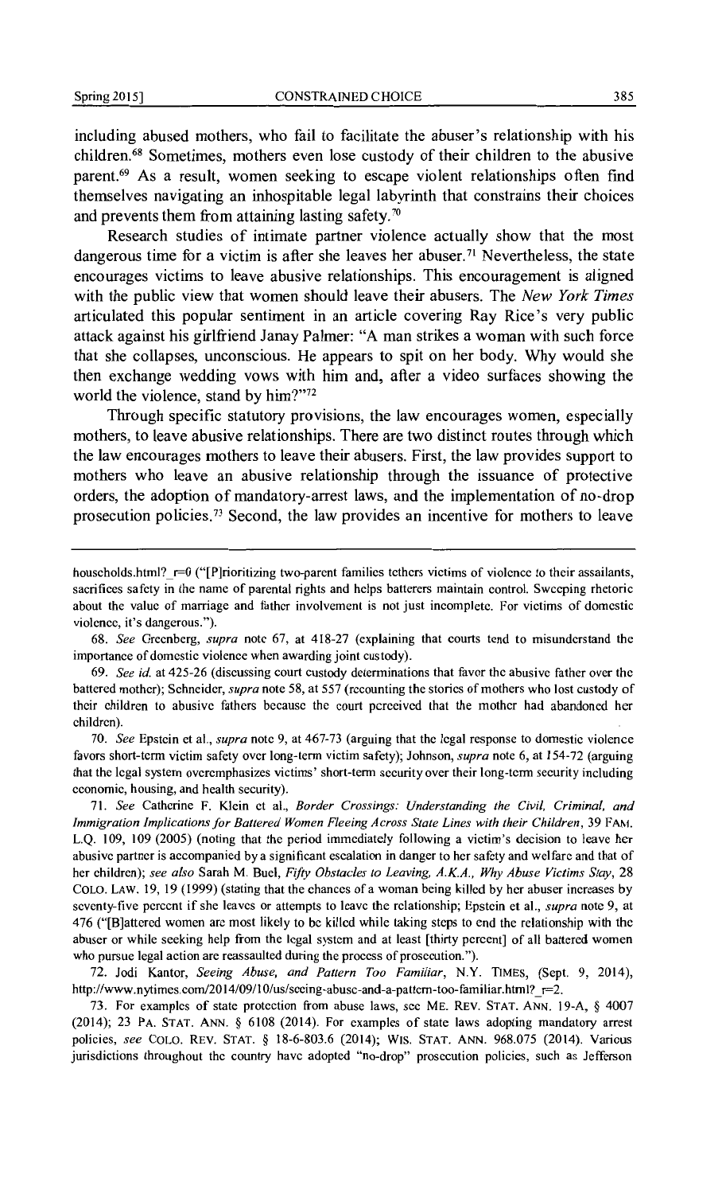including abused mothers, who fail to facilitate the abuser's relationship with his children.[68] Sometimes, mothers even lose custody of their children to the abusive parent.[69] As a result, women seeking to escape violent relationships often find themselves navigating an inhospitable legal labyrinth that constrains their choices and prevents them from attaining lasting safety.[70]

Research studies of intimate partner violence actually show that the most dangerous time for a victim is after she leaves her abuser.[71] Nevertheless, the state encourages victims to leave abusive relationships. This encouragement is aligned with the public view that women should leave their abusers. The *New York Times* articulated this popular sentiment in an article covering Ray Rice's very public attack against his girlfriend Janay Palmer: "A man strikes a woman with such force that she collapses, unconscious. He appears to spit on her body. Why would she then exchange wedding vows with him and, after a video surfaces showing the world the violence, stand by him?"[72]

Through specific statutory provisions, the law encourages women, especially mothers, to leave abusive relationships. There are two distinct routes through which the law encourages mothers to leave their abusers. First, the law provides support to mothers who leave an abusive relationship through the issuance of protective orders, the adoption of mandatory-arrest laws, and the implementation of no-drop prosecution policies.[73] Second, the law provides an incentive for mothers to leave

---

households.html?_r=0 ("[P]rioritizing two-parent families tethers victims of violence to their assailants, sacrifices safety in the name of parental rights and helps batterers maintain control. Sweeping rhetoric about the value of marriage and father involvement is not just incomplete. For victims of domestic violence, it's dangerous.").

68. *See* Greenberg, *supra* note 67, at 418-27 (explaining that courts tend to misunderstand the importance of domestic violence when awarding joint custody).

69. *See id.* at 425-26 (discussing court custody determinations that favor the abusive father over the battered mother); Schneider, *supra* note 58, at 557 (recounting the stories of mothers who lost custody of their children to abusive fathers because the court perceived that the mother had abandoned her children).

70. *See* Epstein et al., *supra* note 9, at 467-73 (arguing that the legal response to domestic violence favors short-term victim safety over long-term victim safety); Johnson, *supra* note 6, at 154-72 (arguing that the legal system overemphasizes victims' short-term security over their long-term security including economic, housing, and health security).

71. *See* Catherine F. Klein et al., *Border Crossings: Understanding the Civil, Criminal, and Immigration Implications for Battered Women Fleeing Across State Lines with their Children*, 39 FAM. L.Q. 109, 109 (2005) (noting that the period immediately following a victim's decision to leave her abusive partner is accompanied by a significant escalation in danger to her safety and welfare and that of her children); *see also* Sarah M. Buel, *Fifty Obstacles to Leaving, A.K.A., Why Abuse Victims Stay*, 28 COLO. LAW. 19, 19 (1999) (stating that the chances of a woman being killed by her abuser increases by seventy-five percent if she leaves or attempts to leave the relationship; Epstein et al., *supra* note 9, at 476 ("[B]attered women are most likely to be killed while taking steps to end the relationship with the abuser or while seeking help from the legal system and at least [thirty percent] of all battered women who pursue legal action are reassaulted during the process of prosecution.").

72. Jodi Kantor, *Seeing Abuse, and Pattern Too Familiar*, N.Y. TIMES, (Sept. 9, 2014), http://www.nytimes.com/2014/09/10/us/seeing-abuse-and-a-pattern-too-familiar.html?_r=2.

73. For examples of state protection from abuse laws, see ME. REV. STAT. ANN. 19-A, § 4007 (2014); 23 PA. STAT. ANN. § 6108 (2014). For examples of state laws adopting mandatory arrest policies, *see* COLO. REV. STAT. § 18-6-803.6 (2014); WIS. STAT. ANN. 968.075 (2014). Various jurisdictions throughout the country have adopted "no-drop" prosecution policies, such as Jefferson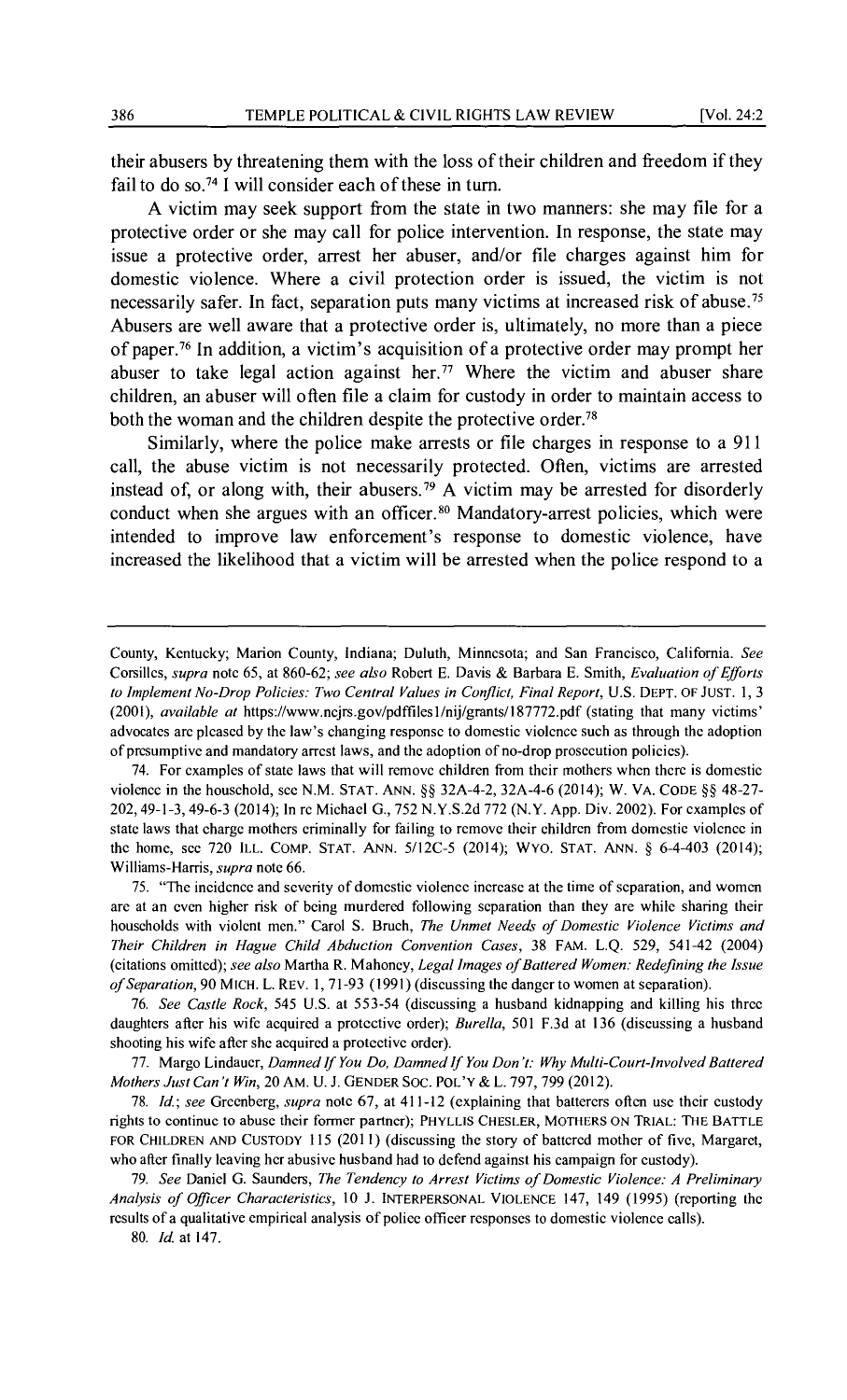their abusers by threatening them with the loss of their children and freedom if they fail to do so.[74] I will consider each of these in turn.

A victim may seek support from the state in two manners: she may file for a protective order or she may call for police intervention. In response, the state may issue a protective order, arrest her abuser, and/or file charges against him for domestic violence. Where a civil protection order is issued, the victim is not necessarily safer. In fact, separation puts many victims at increased risk of abuse.[75] Abusers are well aware that a protective order is, ultimately, no more than a piece of paper.[76] In addition, a victim's acquisition of a protective order may prompt her abuser to take legal action against her.[77] Where the victim and abuser share children, an abuser will often file a claim for custody in order to maintain access to both the woman and the children despite the protective order.[78]

Similarly, where the police make arrests or file charges in response to a 911 call, the abuse victim is not necessarily protected. Often, victims are arrested instead of, or along with, their abusers.[79] A victim may be arrested for disorderly conduct when she argues with an officer.[80] Mandatory-arrest policies, which were intended to improve law enforcement's response to domestic violence, have increased the likelihood that a victim will be arrested when the police respond to a

---

County, Kentucky; Marion County, Indiana; Duluth, Minnesota; and San Francisco, California. *See* Corsilles, *supra* note 65, at 860-62; *see also* Robert E. Davis & Barbara E. Smith, *Evaluation of Efforts to Implement No-Drop Policies: Two Central Values in Conflict, Final Report*, U.S. DEPT. OF JUST. 1, 3 (2001), *available at* https://www.ncjrs.gov/pdffiles1/nij/grants/187772.pdf (stating that many victims' advocates are pleased by the law's changing response to domestic violence such as through the adoption of presumptive and mandatory arrest laws, and the adoption of no-drop prosecution policies).

74. For examples of state laws that will remove children from their mothers when there is domestic violence in the household, see N.M. STAT. ANN. §§ 32A-4-2, 32A-4-6 (2014); W. VA. CODE §§ 48-27-202, 49-1-3, 49-6-3 (2014); In re Michael G., 752 N.Y.S.2d 772 (N.Y. App. Div. 2002). For examples of state laws that charge mothers criminally for failing to remove their children from domestic violence in the home, see 720 ILL. COMP. STAT. ANN. 5/12C-5 (2014); WYO. STAT. ANN. § 6-4-403 (2014); Williams-Harris, *supra* note 66.

75. "The incidence and severity of domestic violence increase at the time of separation, and women are at an even higher risk of being murdered following separation than they are while sharing their households with violent men." Carol S. Bruch, *The Unmet Needs of Domestic Violence Victims and Their Children in Hague Child Abduction Convention Cases*, 38 FAM. L.Q. 529, 541-42 (2004) (citations omitted); *see also* Martha R. Mahoney, *Legal Images of Battered Women: Redefining the Issue of Separation*, 90 MICH. L. REV. 1, 71-93 (1991) (discussing the danger to women at separation).

76. *See Castle Rock*, 545 U.S. at 553-54 (discussing a husband kidnapping and killing his three daughters after his wife acquired a protective order); *Burella*, 501 F.3d at 136 (discussing a husband shooting his wife after she acquired a protective order).

77. Margo Lindauer, *Damned If You Do, Damned If You Don't: Why Multi-Court-Involved Battered Mothers Just Can't Win*, 20 AM. U. J. GENDER SOC. POL'Y & L. 797, 799 (2012).

78. *Id.*; *see* Greenberg, *supra* note 67, at 411-12 (explaining that batterers often use their custody rights to continue to abuse their former partner); PHYLLIS CHESLER, MOTHERS ON TRIAL: THE BATTLE FOR CHILDREN AND CUSTODY 115 (2011) (discussing the story of battered mother of five, Margaret, who after finally leaving her abusive husband had to defend against his campaign for custody).

79. *See* Daniel G. Saunders, *The Tendency to Arrest Victims of Domestic Violence: A Preliminary Analysis of Officer Characteristics*, 10 J. INTERPERSONAL VIOLENCE 147, 149 (1995) (reporting the results of a qualitative empirical analysis of police officer responses to domestic violence calls).

80. *Id.* at 147.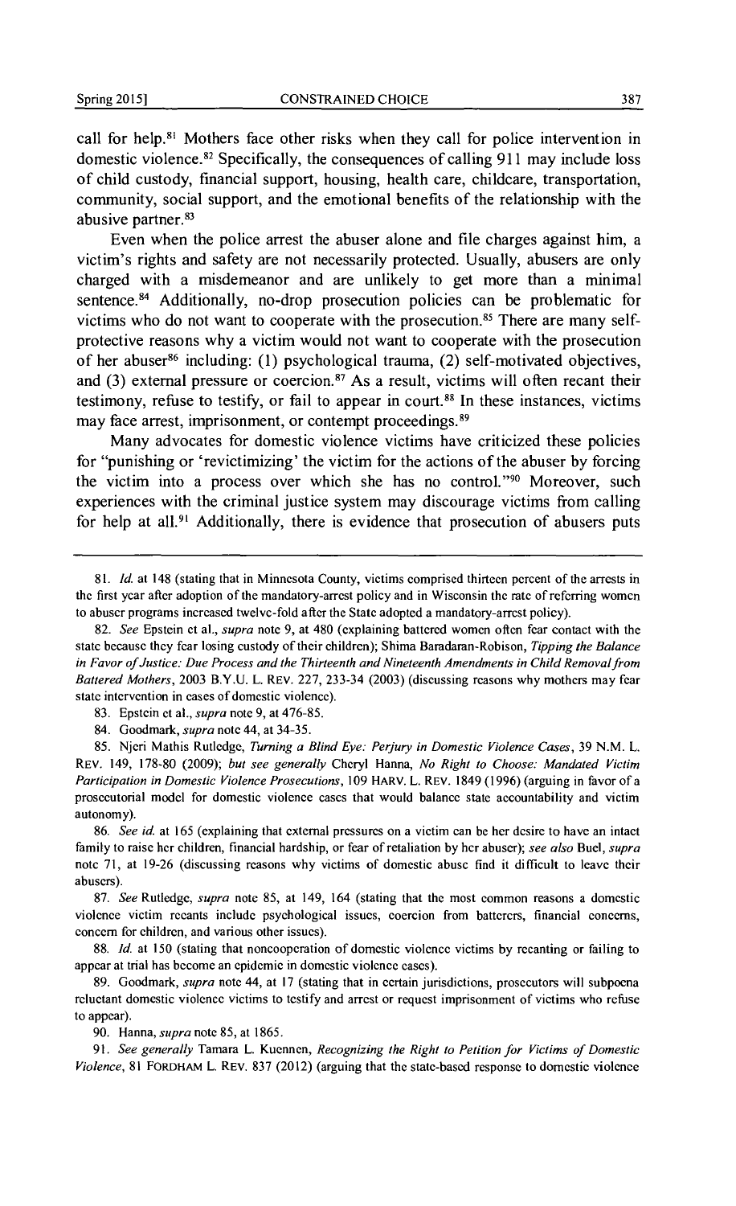call for help.[81] Mothers face other risks when they call for police intervention in domestic violence.[82] Specifically, the consequences of calling 911 may include loss of child custody, financial support, housing, health care, childcare, transportation, community, social support, and the emotional benefits of the relationship with the abusive partner.[83]

Even when the police arrest the abuser alone and file charges against him, a victim's rights and safety are not necessarily protected. Usually, abusers are only charged with a misdemeanor and are unlikely to get more than a minimal sentence.[84] Additionally, no-drop prosecution policies can be problematic for victims who do not want to cooperate with the prosecution.[85] There are many self-protective reasons why a victim would not want to cooperate with the prosecution of her abuser[86] including: (1) psychological trauma, (2) self-motivated objectives, and (3) external pressure or coercion.[87] As a result, victims will often recant their testimony, refuse to testify, or fail to appear in court.[88] In these instances, victims may face arrest, imprisonment, or contempt proceedings.[89]

Many advocates for domestic violence victims have criticized these policies for "punishing or 'revictimizing' the victim for the actions of the abuser by forcing the victim into a process over which she has no control."[90] Moreover, such experiences with the criminal justice system may discourage victims from calling for help at all.[91] Additionally, there is evidence that prosecution of abusers puts

---

81. *Id.* at 148 (stating that in Minnesota County, victims comprised thirteen percent of the arrests in the first year after adoption of the mandatory-arrest policy and in Wisconsin the rate of referring women to abuser programs increased twelve-fold after the State adopted a mandatory-arrest policy).

82. *See* Epstein et al., *supra* note 9, at 480 (explaining battered women often fear contact with the state because they fear losing custody of their children); Shima Baradaran-Robison, *Tipping the Balance in Favor of Justice: Due Process and the Thirteenth and Nineteenth Amendments in Child Removal from Battered Mothers*, 2003 B.Y.U. L. REV. 227, 233-34 (2003) (discussing reasons why mothers may fear state intervention in cases of domestic violence).

83. Epstein et al., *supra* note 9, at 476-85.

84. Goodmark, *supra* note 44, at 34-35.

85. Njeri Mathis Rutledge, *Turning a Blind Eye: Perjury in Domestic Violence Cases*, 39 N.M. L. REV. 149, 178-80 (2009); *but see generally* Cheryl Hanna, *No Right to Choose: Mandated Victim Participation in Domestic Violence Prosecutions*, 109 HARV. L. REV. 1849 (1996) (arguing in favor of a prosecutorial model for domestic violence cases that would balance state accountability and victim autonomy).

86. *See id.* at 165 (explaining that external pressures on a victim can be her desire to have an intact family to raise her children, financial hardship, or fear of retaliation by her abuser); *see also* Buel, *supra* note 71, at 19-26 (discussing reasons why victims of domestic abuse find it difficult to leave their abusers).

87. *See* Rutledge, *supra* note 85, at 149, 164 (stating that the most common reasons a domestic violence victim recants include psychological issues, coercion from batterers, financial concerns, concern for children, and various other issues).

88. *Id.* at 150 (stating that noncooperation of domestic violence victims by recanting or failing to appear at trial has become an epidemic in domestic violence cases).

89. Goodmark, *supra* note 44, at 17 (stating that in certain jurisdictions, prosecutors will subpoena reluctant domestic violence victims to testify and arrest or request imprisonment of victims who refuse to appear).

90. Hanna, *supra* note 85, at 1865.

91. *See generally* Tamara L. Kuennen, *Recognizing the Right to Petition for Victims of Domestic Violence*, 81 FORDHAM L. REV. 837 (2012) (arguing that the state-based response to domestic violence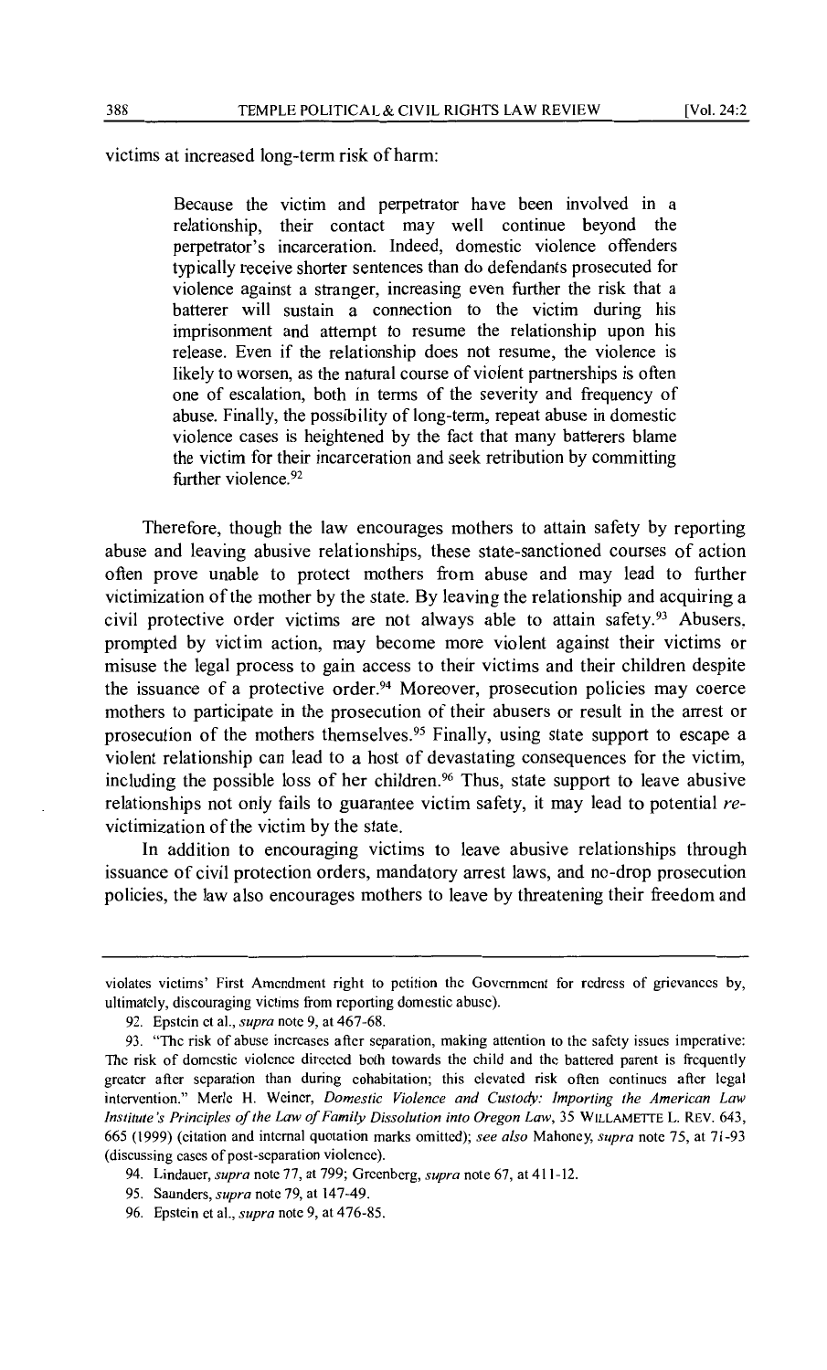victims at increased long-term risk of harm:

> Because the victim and perpetrator have been involved in a relationship, their contact may well continue beyond the perpetrator's incarceration. Indeed, domestic violence offenders typically receive shorter sentences than do defendants prosecuted for violence against a stranger, increasing even further the risk that a batterer will sustain a connection to the victim during his imprisonment and attempt to resume the relationship upon his release. Even if the relationship does not resume, the violence is likely to worsen, as the natural course of violent partnerships is often one of escalation, both in terms of the severity and frequency of abuse. Finally, the possibility of long-term, repeat abuse in domestic violence cases is heightened by the fact that many batterers blame the victim for their incarceration and seek retribution by committing further violence.[92]

Therefore, though the law encourages mothers to attain safety by reporting abuse and leaving abusive relationships, these state-sanctioned courses of action often prove unable to protect mothers from abuse and may lead to further victimization of the mother by the state. By leaving the relationship and acquiring a civil protective order victims are not always able to attain safety.[93] Abusers, prompted by victim action, may become more violent against their victims or misuse the legal process to gain access to their victims and their children despite the issuance of a protective order.[94] Moreover, prosecution policies may coerce mothers to participate in the prosecution of their abusers or result in the arrest or prosecution of the mothers themselves.[95] Finally, using state support to escape a violent relationship can lead to a host of devastating consequences for the victim, including the possible loss of her children.[96] Thus, state support to leave abusive relationships not only fails to guarantee victim safety, it may lead to potential *re*-victimization of the victim by the state.

In addition to encouraging victims to leave abusive relationships through issuance of civil protection orders, mandatory arrest laws, and no-drop prosecution policies, the law also encourages mothers to leave by threatening their freedom and

---

violates victims' First Amendment right to petition the Government for redress of grievances by, ultimately, discouraging victims from reporting domestic abuse).

92. Epstein et al., *supra* note 9, at 467-68.

93. "The risk of abuse increases after separation, making attention to the safety issues imperative: The risk of domestic violence directed both towards the child and the battered parent is frequently greater after separation than during cohabitation; this elevated risk often continues after legal intervention." Merle H. Weiner, *Domestic Violence and Custody: Importing the American Law Institute's Principles of the Law of Family Dissolution into Oregon Law*, 35 WILLAMETTE L. REV. 643, 665 (1999) (citation and internal quotation marks omitted); *see also* Mahoney, *supra* note 75, at 71-93 (discussing cases of post-separation violence).

94. Lindauer, *supra* note 77, at 799; Greenberg, *supra* note 67, at 411-12.

95. Saunders, *supra* note 79, at 147-49.

96. Epstein et al., *supra* note 9, at 476-85.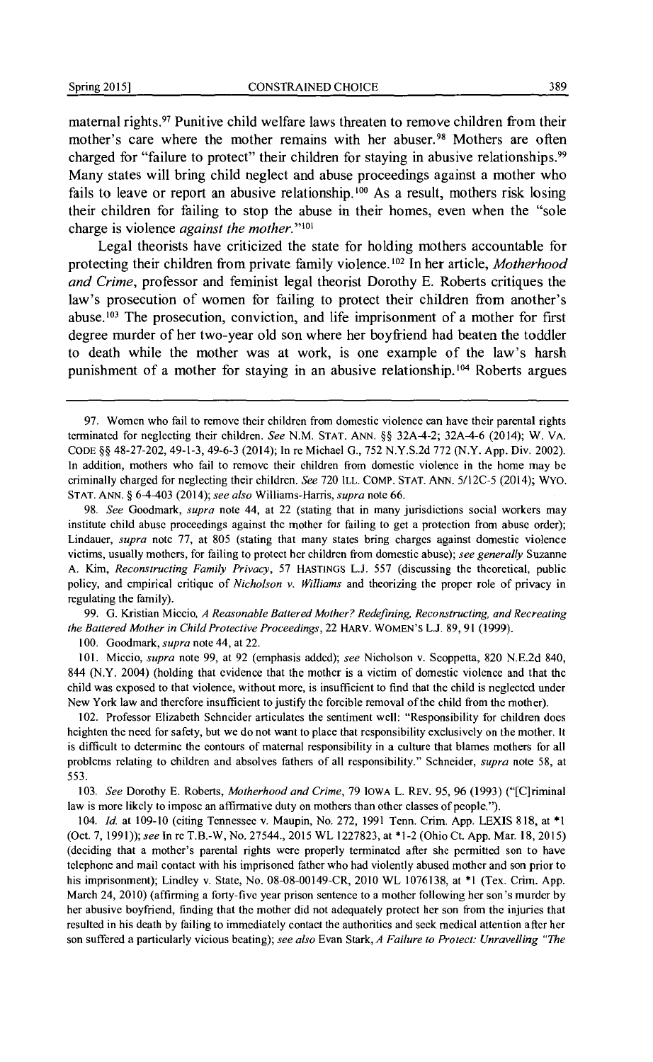maternal rights.[97] Punitive child welfare laws threaten to remove children from their mother's care where the mother remains with her abuser.[98] Mothers are often charged for "failure to protect" their children for staying in abusive relationships.[99] Many states will bring child neglect and abuse proceedings against a mother who fails to leave or report an abusive relationship.[100] As a result, mothers risk losing their children for failing to stop the abuse in their homes, even when the "sole charge is violence *against the mother*."[101]

Legal theorists have criticized the state for holding mothers accountable for protecting their children from private family violence.[102] In her article, *Motherhood and Crime*, professor and feminist legal theorist Dorothy E. Roberts critiques the law's prosecution of women for failing to protect their children from another's abuse.[103] The prosecution, conviction, and life imprisonment of a mother for first degree murder of her two-year old son where her boyfriend had beaten the toddler to death while the mother was at work, is one example of the law's harsh punishment of a mother for staying in an abusive relationship.[104] Roberts argues

---

97. Women who fail to remove their children from domestic violence can have their parental rights terminated for neglecting their children. *See* N.M. STAT. ANN. §§ 32A-4-2; 32A-4-6 (2014); W. VA. CODE §§ 48-27-202, 49-1-3, 49-6-3 (2014); In re Michael G., 752 N.Y.S.2d 772 (N.Y. App. Div. 2002). In addition, mothers who fail to remove their children from domestic violence in the home may be criminally charged for neglecting their children. *See* 720 ILL. COMP. STAT. ANN. 5/12C-5 (2014); WYO. STAT. ANN. § 6-4-403 (2014); *see also* Williams-Harris, *supra* note 66.

98. *See* Goodmark, *supra* note 44, at 22 (stating that in many jurisdictions social workers may institute child abuse proceedings against the mother for failing to get a protection from abuse order); Lindauer, *supra* note 77, at 805 (stating that many states bring charges against domestic violence victims, usually mothers, for failing to protect her children from domestic abuse); *see generally* Suzanne A. Kim, *Reconstructing Family Privacy*, 57 HASTINGS L.J. 557 (discussing the theoretical, public policy, and empirical critique of *Nicholson v. Williams* and theorizing the proper role of privacy in regulating the family).

99. G. Kristian Miccio, *A Reasonable Battered Mother? Redefining, Reconstructing, and Recreating the Battered Mother in Child Protective Proceedings*, 22 HARV. WOMEN'S L.J. 89, 91 (1999).

100. Goodmark, *supra* note 44, at 22.

101. Miccio, *supra* note 99, at 92 (emphasis added); *see* Nicholson v. Scoppetta, 820 N.E.2d 840, 844 (N.Y. 2004) (holding that evidence that the mother is a victim of domestic violence and that the child was exposed to that violence, without more, is insufficient to find that the child is neglected under New York law and therefore insufficient to justify the forcible removal of the child from the mother).

102. Professor Elizabeth Schneider articulates the sentiment well: "Responsibility for children does heighten the need for safety, but we do not want to place that responsibility exclusively on the mother. It is difficult to determine the contours of maternal responsibility in a culture that blames mothers for all problems relating to children and absolves fathers of all responsibility." Schneider, *supra* note 58, at 553.

103. *See* Dorothy E. Roberts, *Motherhood and Crime*, 79 IOWA L. REV. 95, 96 (1993) ("[C]riminal law is more likely to impose an affirmative duty on mothers than other classes of people.").

104. *Id.* at 109-10 (citing Tennessee v. Maupin, No. 272, 1991 Tenn. Crim. App. LEXIS 818, at *1 (Oct. 7, 1991)); *see* In re T.B.-W, No. 27544., 2015 WL 1227823, at *1-2 (Ohio Ct. App. Mar. 18, 2015) (deciding that a mother's parental rights were properly terminated after she permitted son to have telephone and mail contact with his imprisoned father who had violently abused mother and son prior to his imprisonment); Lindley v. State, No. 08-08-00149-CR, 2010 WL 1076138, at *1 (Tex. Crim. App. March 24, 2010) (affirming a forty-five year prison sentence to a mother following her son's murder by her abusive boyfriend, finding that the mother did not adequately protect her son from the injuries that resulted in his death by failing to immediately contact the authorities and seek medical attention after her son suffered a particularly vicious beating); *see also* Evan Stark, *A Failure to Protect: Unravelling "The*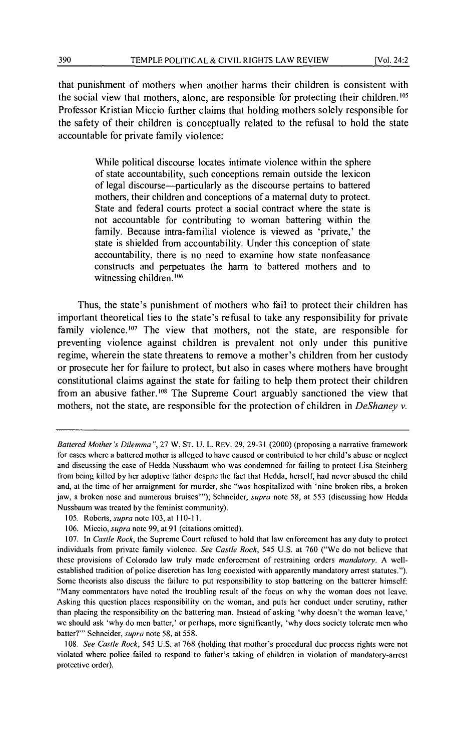that punishment of mothers when another harms their children is consistent with the social view that mothers, alone, are responsible for protecting their children.[105] Professor Kristian Miccio further claims that holding mothers solely responsible for the safety of their children is conceptually related to the refusal to hold the state accountable for private family violence:

> While political discourse locates intimate violence within the sphere of state accountability, such conceptions remain outside the lexicon of legal discourse—particularly as the discourse pertains to battered mothers, their children and conceptions of a maternal duty to protect. State and federal courts protect a social contract where the state is not accountable for contributing to woman battering within the family. Because intra-familial violence is viewed as 'private,' the state is shielded from accountability. Under this conception of state accountability, there is no need to examine how state nonfeasance constructs and perpetuates the harm to battered mothers and to witnessing children.[106]

Thus, the state's punishment of mothers who fail to protect their children has important theoretical ties to the state's refusal to take any responsibility for private family violence.[107] The view that mothers, not the state, are responsible for preventing violence against children is prevalent not only under this punitive regime, wherein the state threatens to remove a mother's children from her custody or prosecute her for failure to protect, but also in cases where mothers have brought constitutional claims against the state for failing to help them protect their children from an abusive father.[108] The Supreme Court arguably sanctioned the view that mothers, not the state, are responsible for the protection of children in *DeShaney v.*

---

*Battered Mother's Dilemma"*, 27 W. ST. U. L. REV. 29, 29-31 (2000) (proposing a narrative framework for cases where a battered mother is alleged to have caused or contributed to her child's abuse or neglect and discussing the case of Hedda Nussbaum who was condemned for failing to protect Lisa Steinberg from being killed by her adoptive father despite the fact that Hedda, herself, had never abused the child and, at the time of her arraignment for murder, she "was hospitalized with 'nine broken ribs, a broken jaw, a broken nose and numerous bruises'"); Schneider, *supra* note 58, at 553 (discussing how Hedda Nussbaum was treated by the feminist community).

105. Roberts, *supra* note 103, at 110-11.

106. Miccio, *supra* note 99, at 91 (citations omitted).

107. In *Castle Rock*, the Supreme Court refused to hold that law enforcement has any duty to protect individuals from private family violence. *See Castle Rock*, 545 U.S. at 760 ("We do not believe that these provisions of Colorado law truly made enforcement of restraining orders *mandatory*. A well-established tradition of police discretion has long coexisted with apparently mandatory arrest statutes."). Some theorists also discuss the failure to put responsibility to stop battering on the batterer himself: "Many commentators have noted the troubling result of the focus on why the woman does not leave. Asking this question places responsibility on the woman, and puts her conduct under scrutiny, rather than placing the responsibility on the battering man. Instead of asking 'why doesn't the woman leave,' we should ask 'why do men batter,' or perhaps, more significantly, 'why does society tolerate men who batter?'" Schneider, *supra* note 58, at 558.

108. *See Castle Rock*, 545 U.S. at 768 (holding that mother's procedural due process rights were not violated where police failed to respond to father's taking of children in violation of mandatory-arrest protective order).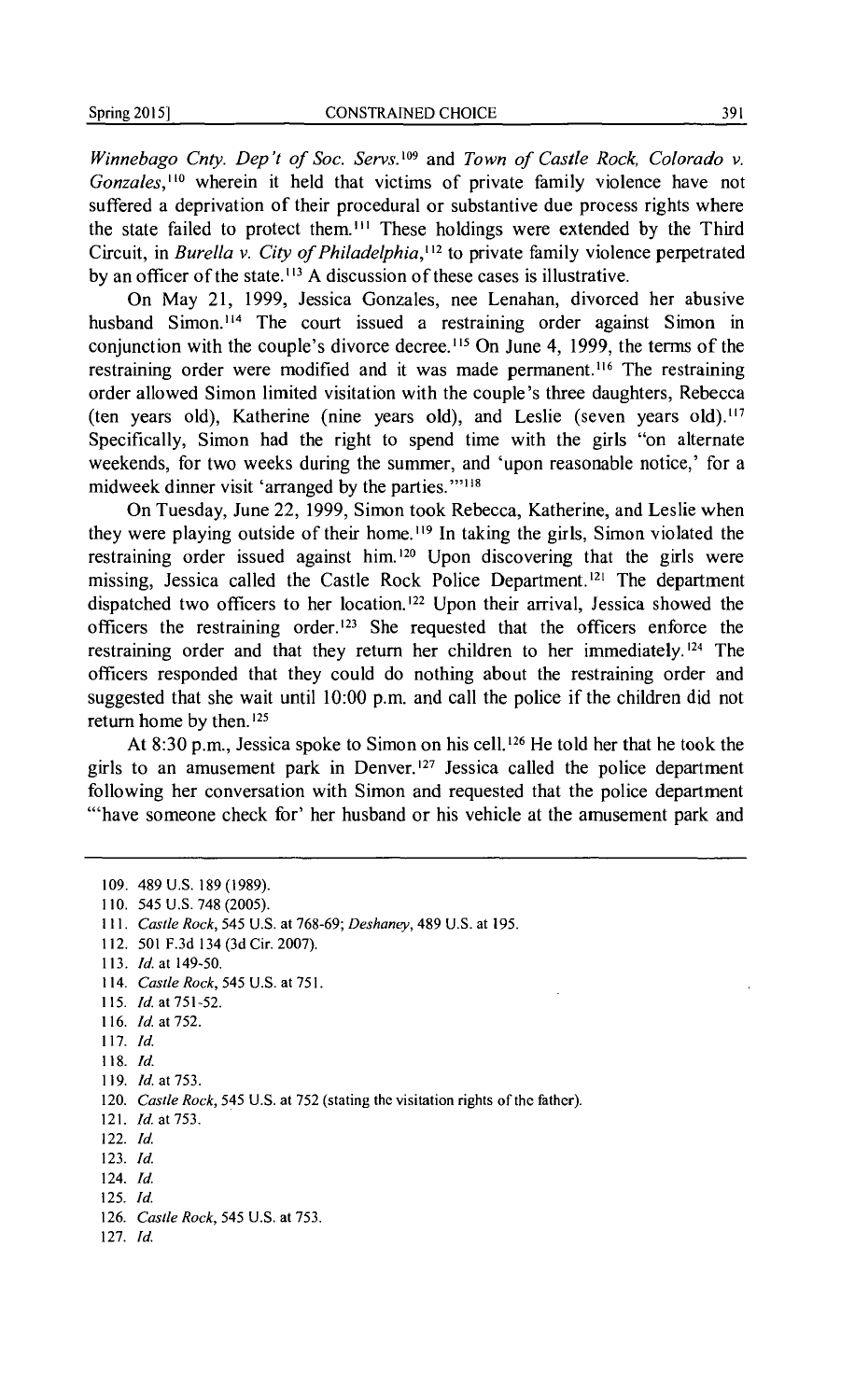*Winnebago Cnty. Dep't of Soc. Servs.*[109] and *Town of Castle Rock, Colorado v. Gonzales*,[110] wherein it held that victims of private family violence have not suffered a deprivation of their procedural or substantive due process rights where the state failed to protect them.[111] These holdings were extended by the Third Circuit, in *Burella v. City of Philadelphia*,[112] to private family violence perpetrated by an officer of the state.[113] A discussion of these cases is illustrative.

On May 21, 1999, Jessica Gonzales, nee Lenahan, divorced her abusive husband Simon.[114] The court issued a restraining order against Simon in conjunction with the couple's divorce decree.[115] On June 4, 1999, the terms of the restraining order were modified and it was made permanent.[116] The restraining order allowed Simon limited visitation with the couple's three daughters, Rebecca (ten years old), Katherine (nine years old), and Leslie (seven years old).[117] Specifically, Simon had the right to spend time with the girls "on alternate weekends, for two weeks during the summer, and 'upon reasonable notice,' for a midweek dinner visit 'arranged by the parties.'"[118]

On Tuesday, June 22, 1999, Simon took Rebecca, Katherine, and Leslie when they were playing outside of their home.[119] In taking the girls, Simon violated the restraining order issued against him.[120] Upon discovering that the girls were missing, Jessica called the Castle Rock Police Department.[121] The department dispatched two officers to her location.[122] Upon their arrival, Jessica showed the officers the restraining order.[123] She requested that the officers enforce the restraining order and that they return her children to her immediately.[124] The officers responded that they could do nothing about the restraining order and suggested that she wait until 10:00 p.m. and call the police if the children did not return home by then.[125]

At 8:30 p.m., Jessica spoke to Simon on his cell.[126] He told her that he took the girls to an amusement park in Denver.[127] Jessica called the police department following her conversation with Simon and requested that the police department "'have someone check for' her husband or his vehicle at the amusement park and

---

109. 489 U.S. 189 (1989).
110. 545 U.S. 748 (2005).
111. *Castle Rock*, 545 U.S. at 768-69; *Deshaney*, 489 U.S. at 195.
112. 501 F.3d 134 (3d Cir. 2007).
113. *Id.* at 149-50.
114. *Castle Rock*, 545 U.S. at 751.
115. *Id.* at 751-52.
116. *Id.* at 752.
117. *Id.*
118. *Id.*
119. *Id.* at 753.
120. *Castle Rock*, 545 U.S. at 752 (stating the visitation rights of the father).
121. *Id.* at 753.
122. *Id.*
123. *Id.*
124. *Id.*
125. *Id.*
126. *Castle Rock*, 545 U.S. at 753.
127. *Id.*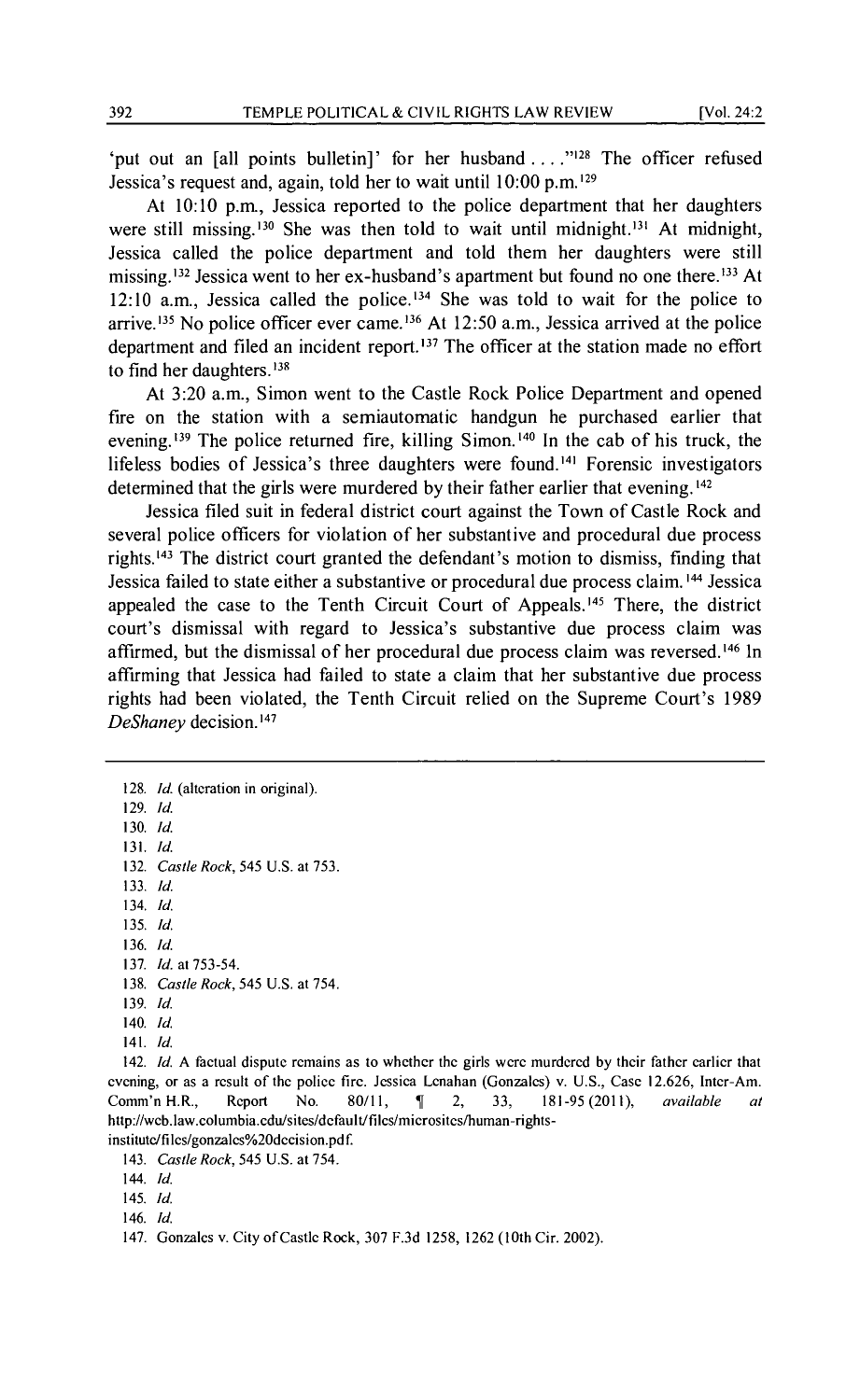'put out an [all points bulletin]' for her husband . . . ."[128] The officer refused Jessica's request and, again, told her to wait until 10:00 p.m.[129]

At 10:10 p.m., Jessica reported to the police department that her daughters were still missing.[130] She was then told to wait until midnight.[131] At midnight, Jessica called the police department and told them her daughters were still missing.[132] Jessica went to her ex-husband's apartment but found no one there.[133] At 12:10 a.m., Jessica called the police.[134] She was told to wait for the police to arrive.[135] No police officer ever came.[136] At 12:50 a.m., Jessica arrived at the police department and filed an incident report.[137] The officer at the station made no effort to find her daughters.[138]

At 3:20 a.m., Simon went to the Castle Rock Police Department and opened fire on the station with a semiautomatic handgun he purchased earlier that evening.[139] The police returned fire, killing Simon.[140] In the cab of his truck, the lifeless bodies of Jessica's three daughters were found.[141] Forensic investigators determined that the girls were murdered by their father earlier that evening.[142]

Jessica filed suit in federal district court against the Town of Castle Rock and several police officers for violation of her substantive and procedural due process rights.[143] The district court granted the defendant's motion to dismiss, finding that Jessica failed to state either a substantive or procedural due process claim.[144] Jessica appealed the case to the Tenth Circuit Court of Appeals.[145] There, the district court's dismissal with regard to Jessica's substantive due process claim was affirmed, but the dismissal of her procedural due process claim was reversed.[146] In affirming that Jessica had failed to state a claim that her substantive due process rights had been violated, the Tenth Circuit relied on the Supreme Court's 1989 *DeShaney* decision.[147]

---

128. *Id.* (alteration in original).

129. *Id.*

130. *Id.*

131. *Id.*

132. *Castle Rock*, 545 U.S. at 753.

133. *Id.*

134. *Id.*

135. *Id.*

136. *Id.*

137. *Id.* at 753-54.

138. *Castle Rock*, 545 U.S. at 754.

139. *Id.*

140. *Id.*

141. *Id.*

142. *Id.* A factual dispute remains as to whether the girls were murdered by their father earlier that evening, or as a result of the police fire. Jessica Lenahan (Gonzales) v. U.S., Case 12.626, Inter-Am. Comm'n H.R., Report No. 80/11, ¶ 2, 33, 181-95 (2011), *available at* http://web.law.columbia.edu/sites/default/files/microsites/human-rights-institute/files/gonzales%20decision.pdf.

143. *Castle Rock*, 545 U.S. at 754.

144. *Id.*

145. *Id.*

146. *Id.*

147. Gonzales v. City of Castle Rock, 307 F.3d 1258, 1262 (10th Cir. 2002).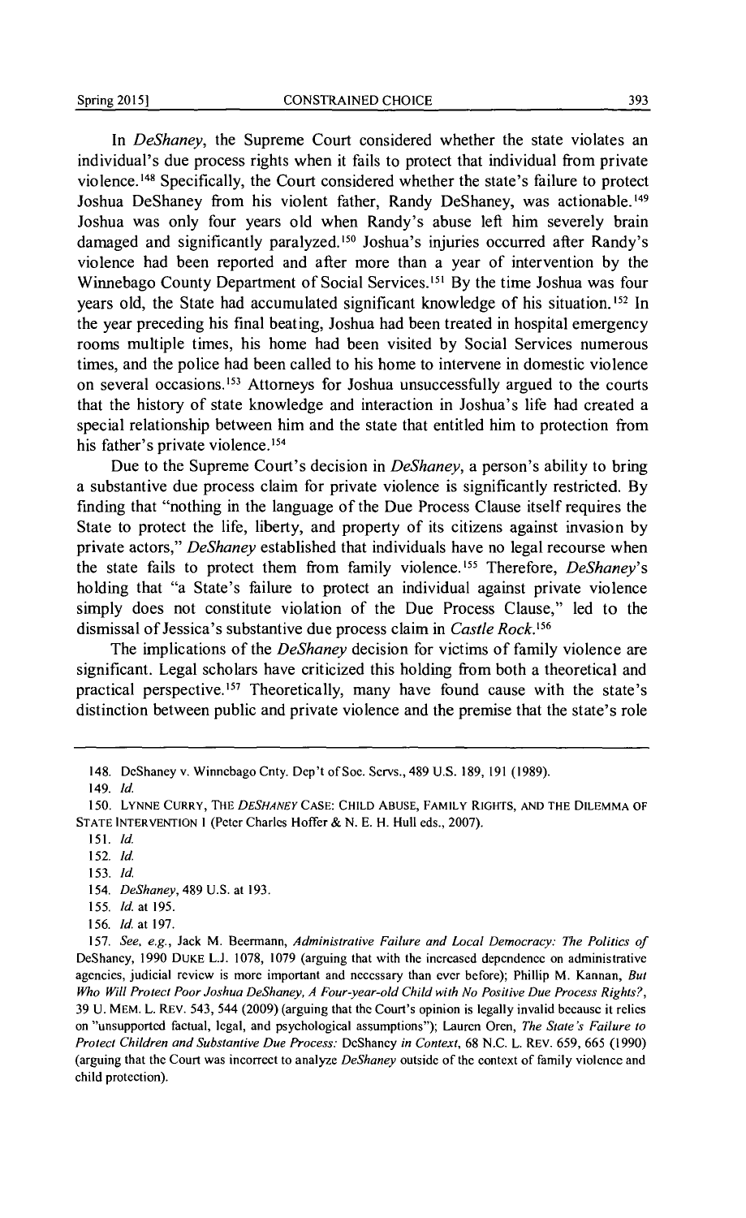In *DeShaney*, the Supreme Court considered whether the state violates an individual's due process rights when it fails to protect that individual from private violence.[148] Specifically, the Court considered whether the state's failure to protect Joshua DeShaney from his violent father, Randy DeShaney, was actionable.[149] Joshua was only four years old when Randy's abuse left him severely brain damaged and significantly paralyzed.[150] Joshua's injuries occurred after Randy's violence had been reported and after more than a year of intervention by the Winnebago County Department of Social Services.[151] By the time Joshua was four years old, the State had accumulated significant knowledge of his situation.[152] In the year preceding his final beating, Joshua had been treated in hospital emergency rooms multiple times, his home had been visited by Social Services numerous times, and the police had been called to his home to intervene in domestic violence on several occasions.[153] Attorneys for Joshua unsuccessfully argued to the courts that the history of state knowledge and interaction in Joshua's life had created a special relationship between him and the state that entitled him to protection from his father's private violence.[154]

Due to the Supreme Court's decision in *DeShaney*, a person's ability to bring a substantive due process claim for private violence is significantly restricted. By finding that "nothing in the language of the Due Process Clause itself requires the State to protect the life, liberty, and property of its citizens against invasion by private actors," *DeShaney* established that individuals have no legal recourse when the state fails to protect them from family violence.[155] Therefore, *DeShaney*'s holding that "a State's failure to protect an individual against private violence simply does not constitute violation of the Due Process Clause," led to the dismissal of Jessica's substantive due process claim in *Castle Rock*.[156]

The implications of the *DeShaney* decision for victims of family violence are significant. Legal scholars have criticized this holding from both a theoretical and practical perspective.[157] Theoretically, many have found cause with the state's distinction between public and private violence and the premise that the state's role

---

148. DeShaney v. Winnebago Cnty. Dep't of Soc. Servs., 489 U.S. 189, 191 (1989).

149. *Id.*

150. LYNNE CURRY, THE *DESHANEY* CASE: CHILD ABUSE, FAMILY RIGHTS, AND THE DILEMMA OF STATE INTERVENTION 1 (Peter Charles Hoffer & N. E. H. Hull eds., 2007).

151. *Id.*

152. *Id.*

153. *Id.*

154. *DeShaney*, 489 U.S. at 193.

155. *Id.* at 195.

156. *Id.* at 197.

157. *See, e.g.*, Jack M. Beermann, *Administrative Failure and Local Democracy: The Politics of* DeShaney, 1990 DUKE L.J. 1078, 1079 (arguing that with the increased dependence on administrative agencies, judicial review is more important and necessary than ever before); Phillip M. Kannan, *But Who Will Protect Poor Joshua DeShaney, A Four-year-old Child with No Positive Due Process Rights?*, 39 U. MEM. L. REV. 543, 544 (2009) (arguing that the Court's opinion is legally invalid because it relies on "unsupported factual, legal, and psychological assumptions"); Lauren Oren, *The State's Failure to Protect Children and Substantive Due Process:* DeShaney *in Context*, 68 N.C. L. REV. 659, 665 (1990) (arguing that the Court was incorrect to analyze *DeShaney* outside of the context of family violence and child protection).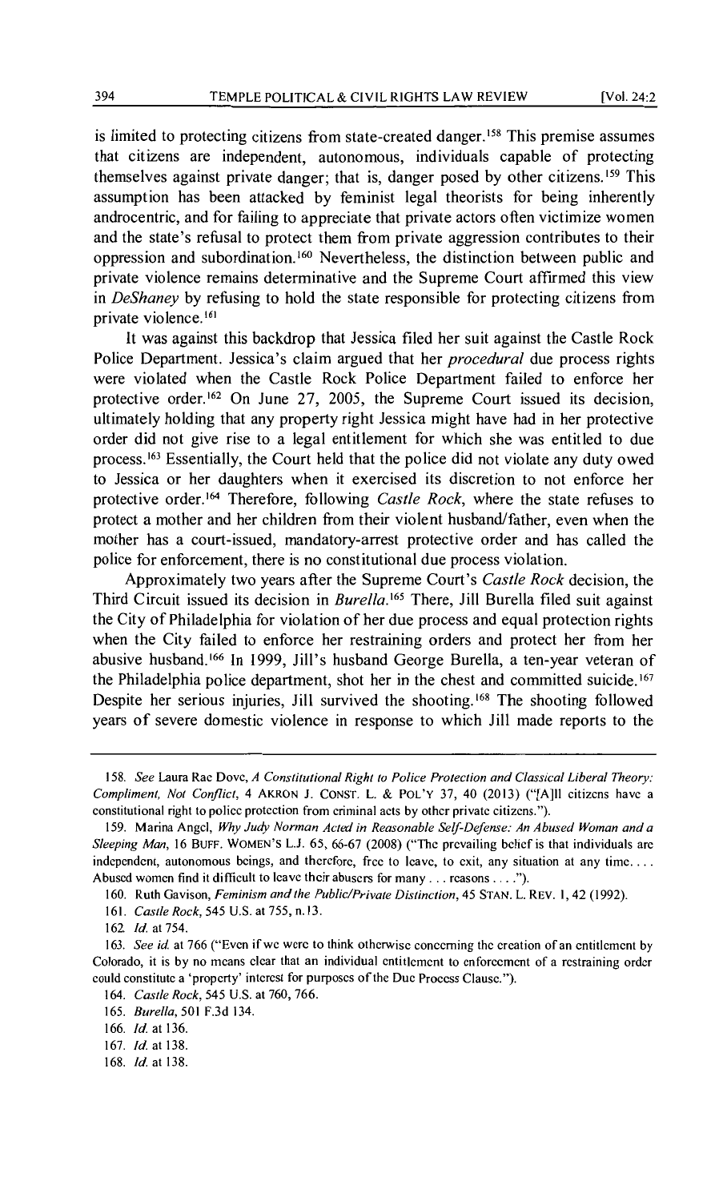is limited to protecting citizens from state-created danger.[158] This premise assumes that citizens are independent, autonomous, individuals capable of protecting themselves against private danger; that is, danger posed by other citizens.[159] This assumption has been attacked by feminist legal theorists for being inherently androcentric, and for failing to appreciate that private actors often victimize women and the state's refusal to protect them from private aggression contributes to their oppression and subordination.[160] Nevertheless, the distinction between public and private violence remains determinative and the Supreme Court affirmed this view in *DeShaney* by refusing to hold the state responsible for protecting citizens from private violence.[161]

It was against this backdrop that Jessica filed her suit against the Castle Rock Police Department. Jessica's claim argued that her *procedural* due process rights were violated when the Castle Rock Police Department failed to enforce her protective order.[162] On June 27, 2005, the Supreme Court issued its decision, ultimately holding that any property right Jessica might have had in her protective order did not give rise to a legal entitlement for which she was entitled to due process.[163] Essentially, the Court held that the police did not violate any duty owed to Jessica or her daughters when it exercised its discretion to not enforce her protective order.[164] Therefore, following *Castle Rock*, where the state refuses to protect a mother and her children from their violent husband/father, even when the mother has a court-issued, mandatory-arrest protective order and has called the police for enforcement, there is no constitutional due process violation.

Approximately two years after the Supreme Court's *Castle Rock* decision, the Third Circuit issued its decision in *Burella*.[165] There, Jill Burella filed suit against the City of Philadelphia for violation of her due process and equal protection rights when the City failed to enforce her restraining orders and protect her from her abusive husband.[166] In 1999, Jill's husband George Burella, a ten-year veteran of the Philadelphia police department, shot her in the chest and committed suicide.[167] Despite her serious injuries, Jill survived the shooting.[168] The shooting followed years of severe domestic violence in response to which Jill made reports to the

---

158. *See* Laura Rae Dove, *A Constitutional Right to Police Protection and Classical Liberal Theory: Compliment, Not Conflict*, 4 AKRON J. CONST. L. & POL'Y 37, 40 (2013) ("[A]ll citizens have a constitutional right to police protection from criminal acts by other private citizens.").

159. Marina Angel, *Why Judy Norman Acted in Reasonable Self-Defense: An Abused Woman and a Sleeping Man*, 16 BUFF. WOMEN'S L.J. 65, 66-67 (2008) ("The prevailing belief is that individuals are independent, autonomous beings, and therefore, free to leave, to exit, any situation at any time. . . . Abused women find it difficult to leave their abusers for many . . . reasons . . . .").

160. Ruth Gavison, *Feminism and the Public/Private Distinction*, 45 STAN. L. REV. 1, 42 (1992).

161. *Castle Rock*, 545 U.S. at 755, n.13.

162. *Id.* at 754.

163. *See id.* at 766 ("Even if we were to think otherwise concerning the creation of an entitlement by Colorado, it is by no means clear that an individual entitlement to enforcement of a restraining order could constitute a 'property' interest for purposes of the Due Process Clause.").

164. *Castle Rock*, 545 U.S. at 760, 766.

165. *Burella*, 501 F.3d 134.

166. *Id.* at 136.

167. *Id.* at 138.

168. *Id.* at 138.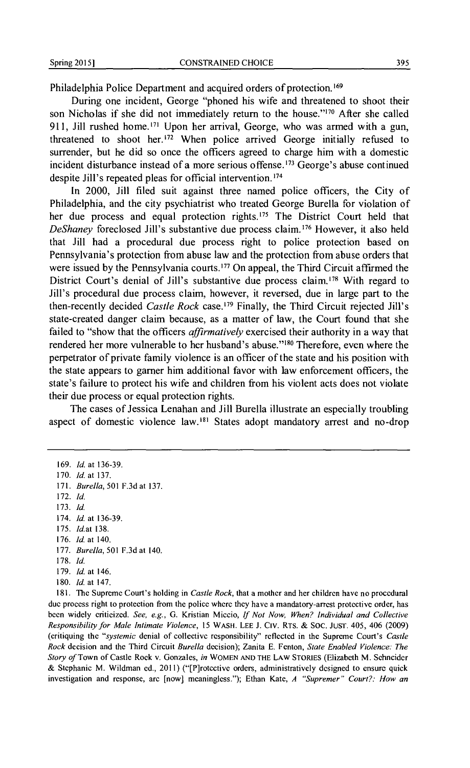Philadelphia Police Department and acquired orders of protection.[169]

During one incident, George "phoned his wife and threatened to shoot their son Nicholas if she did not immediately return to the house."[170] After she called 911, Jill rushed home.[171] Upon her arrival, George, who was armed with a gun, threatened to shoot her.[172] When police arrived George initially refused to surrender, but he did so once the officers agreed to charge him with a domestic incident disturbance instead of a more serious offense.[173] George's abuse continued despite Jill's repeated pleas for official intervention.[174]

In 2000, Jill filed suit against three named police officers, the City of Philadelphia, and the city psychiatrist who treated George Burella for violation of her due process and equal protection rights.[175] The District Court held that *DeShaney* foreclosed Jill's substantive due process claim.[176] However, it also held that Jill had a procedural due process right to police protection based on Pennsylvania's protection from abuse law and the protection from abuse orders that were issued by the Pennsylvania courts.[177] On appeal, the Third Circuit affirmed the District Court's denial of Jill's substantive due process claim.[178] With regard to Jill's procedural due process claim, however, it reversed, due in large part to the then-recently decided *Castle Rock* case.[179] Finally, the Third Circuit rejected Jill's state-created danger claim because, as a matter of law, the Court found that she failed to "show that the officers *affirmatively* exercised their authority in a way that rendered her more vulnerable to her husband's abuse."[180] Therefore, even where the perpetrator of private family violence is an officer of the state and his position with the state appears to garner him additional favor with law enforcement officers, the state's failure to protect his wife and children from his violent acts does not violate their due process or equal protection rights.

The cases of Jessica Lenahan and Jill Burella illustrate an especially troubling aspect of domestic violence law.[181] States adopt mandatory arrest and no-drop

---

169. *Id.* at 136-39.

170. *Id.* at 137.

171. *Burella*, 501 F.3d at 137.

172. *Id.*

173. *Id.*

174. *Id.* at 136-39.

175. *Id.*at 138.

176. *Id.* at 140.

177. *Burella*, 501 F.3d at 140.

178. *Id.*

179. *Id.* at 146.

180. *Id.* at 147.

181. The Supreme Court's holding in *Castle Rock*, that a mother and her children have no procedural due process right to protection from the police where they have a mandatory-arrest protective order, has been widely criticized. *See, e.g.*, G. Kristian Miccio, *If Not Now, When? Individual and Collective Responsibility for Male Intimate Violence*, 15 WASH. LEE J. CIV. RTS. & SOC. JUST. 405, 406 (2009) (critiquing the "*systemic* denial of collective responsibility" reflected in the Supreme Court's *Castle Rock* decision and the Third Circuit *Burella* decision); Zanita E. Fenton, *State Enabled Violence: The Story of* Town of Castle Rock v. Gonzales, *in* WOMEN AND THE LAW STORIES (Elizabeth M. Schneider & Stephanie M. Wildman ed., 2011) ("[P]rotective orders, administratively designed to ensure quick investigation and response, are [now] meaningless."); Ethan Kate, *A "Supremer" Court?: How an*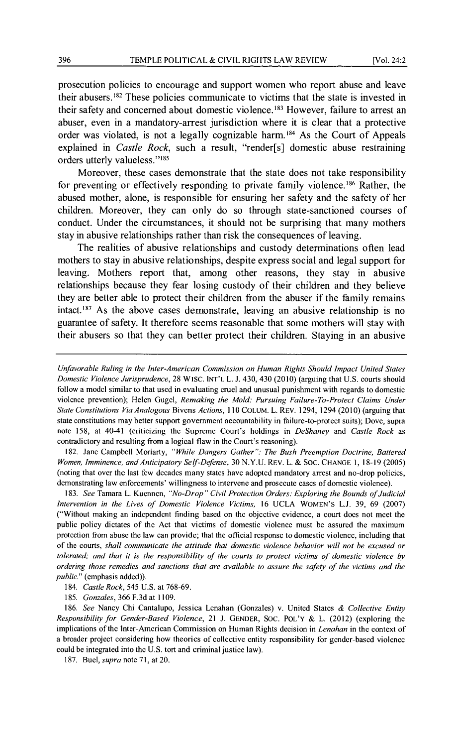prosecution policies to encourage and support women who report abuse and leave their abusers.[182] These policies communicate to victims that the state is invested in their safety and concerned about domestic violence.[183] However, failure to arrest an abuser, even in a mandatory-arrest jurisdiction where it is clear that a protective order was violated, is not a legally cognizable harm.[184] As the Court of Appeals explained in *Castle Rock*, such a result, "render[s] domestic abuse restraining orders utterly valueless."[185]

Moreover, these cases demonstrate that the state does not take responsibility for preventing or effectively responding to private family violence.[186] Rather, the abused mother, alone, is responsible for ensuring her safety and the safety of her children. Moreover, they can only do so through state-sanctioned courses of conduct. Under the circumstances, it should not be surprising that many mothers stay in abusive relationships rather than risk the consequences of leaving.

The realities of abusive relationships and custody determinations often lead mothers to stay in abusive relationships, despite express social and legal support for leaving. Mothers report that, among other reasons, they stay in abusive relationships because they fear losing custody of their children and they believe they are better able to protect their children from the abuser if the family remains intact.[187] As the above cases demonstrate, leaving an abusive relationship is no guarantee of safety. It therefore seems reasonable that some mothers will stay with their abusers so that they can better protect their children. Staying in an abusive

---

*Unfavorable Ruling in the Inter-American Commission on Human Rights Should Impact United States Domestic Violence Jurisprudence*, 28 WISC. INT'L L. J. 430, 430 (2010) (arguing that U.S. courts should follow a model similar to that used in evaluating cruel and unusual punishment with regards to domestic violence prevention); Helen Gugel, *Remaking the Mold: Pursuing Failure-To-Protect Claims Under State Constitutions Via Analogous* Bivens *Actions*, 110 COLUM. L. REV. 1294, 1294 (2010) (arguing that state constitutions may better support government accountability in failure-to-protect suits); Dove, supra note 158, at 40-41 (criticizing the Supreme Court's holdings in *DeShaney* and *Castle Rock* as contradictory and resulting from a logical flaw in the Court's reasoning).

182. Jane Campbell Moriarty, *"While Dangers Gather": The Bush Preemption Doctrine, Battered Women, Imminence, and Anticipatory Self-Defense*, 30 N.Y.U. REV. L. & SOC. CHANGE 1, 18-19 (2005) (noting that over the last few decades many states have adopted mandatory arrest and no-drop policies, demonstrating law enforcements' willingness to intervene and prosecute cases of domestic violence).

183. *See* Tamara L. Kuennen, *"No-Drop" Civil Protection Orders: Exploring the Bounds of Judicial Intervention in the Lives of Domestic Violence Victims*, 16 UCLA WOMEN'S L.J. 39, 69 (2007) ("Without making an independent finding based on the objective evidence, a court does not meet the public policy dictates of the Act that victims of domestic violence must be assured the maximum protection from abuse the law can provide; that the official response to domestic violence, including that of the courts, *shall communicate the attitude that domestic violence behavior will not be excused or tolerated; and that it is the responsibility of the courts to protect victims of domestic violence by ordering those remedies and sanctions that are available to assure the safety of the victims and the public*." (emphasis added)).

184. *Castle Rock*, 545 U.S. at 768-69.

185. *Gonzales*, 366 F.3d at 1109.

186. *See* Nancy Chi Cantalupo, Jessica Lenahan (Gonzales) v. United States *& Collective Entity Responsibility for Gender-Based Violence*, 21 J. GENDER, SOC. POL'Y & L. (2012) (exploring the implications of the Inter-American Commission on Human Rights decision in *Lenahan* in the context of a broader project considering how theories of collective entity responsibility for gender-based violence could be integrated into the U.S. tort and criminal justice law).

187. Buel, *supra* note 71, at 20.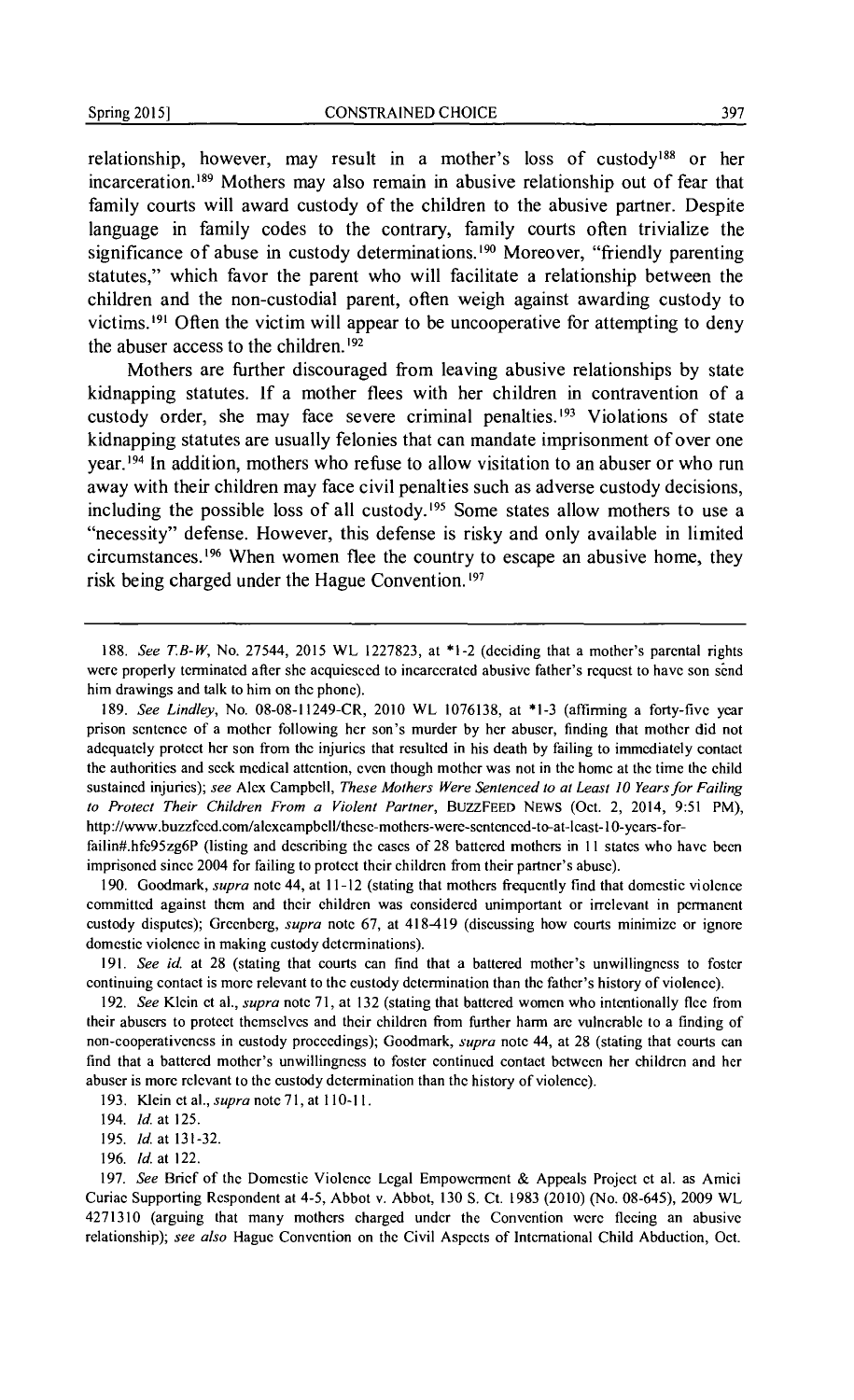relationship, however, may result in a mother's loss of custody[188] or her incarceration.[189] Mothers may also remain in abusive relationship out of fear that family courts will award custody of the children to the abusive partner. Despite language in family codes to the contrary, family courts often trivialize the significance of abuse in custody determinations.[190] Moreover, "friendly parenting statutes," which favor the parent who will facilitate a relationship between the children and the non-custodial parent, often weigh against awarding custody to victims.[191] Often the victim will appear to be uncooperative for attempting to deny the abuser access to the children.[192]

Mothers are further discouraged from leaving abusive relationships by state kidnapping statutes. If a mother flees with her children in contravention of a custody order, she may face severe criminal penalties.[193] Violations of state kidnapping statutes are usually felonies that can mandate imprisonment of over one year.[194] In addition, mothers who refuse to allow visitation to an abuser or who run away with their children may face civil penalties such as adverse custody decisions, including the possible loss of all custody.[195] Some states allow mothers to use a "necessity" defense. However, this defense is risky and only available in limited circumstances.[196] When women flee the country to escape an abusive home, they risk being charged under the Hague Convention.[197]

---

188. *See T.B-W*, No. 27544, 2015 WL 1227823, at *1-2 (deciding that a mother's parental rights were properly terminated after she acquiesced to incarcerated abusive father's request to have son send him drawings and talk to him on the phone).

189. *See Lindley*, No. 08-08-11249-CR, 2010 WL 1076138, at *1-3 (affirming a forty-five year prison sentence of a mother following her son's murder by her abuser, finding that mother did not adequately protect her son from the injuries that resulted in his death by failing to immediately contact the authorities and seek medical attention, even though mother was not in the home at the time the child sustained injuries); *see* Alex Campbell, *These Mothers Were Sentenced to at Least 10 Years for Failing to Protect Their Children From a Violent Partner*, BUZZFEED NEWS (Oct. 2, 2014, 9:51 PM), http://www.buzzfeed.com/alexcampbell/these-mothers-were-sentenced-to-at-least-10-years-for-failin#.hfe95zg6P (listing and describing the cases of 28 battered mothers in 11 states who have been imprisoned since 2004 for failing to protect their children from their partner's abuse).

190. Goodmark, *supra* note 44, at 11-12 (stating that mothers frequently find that domestic violence committed against them and their children was considered unimportant or irrelevant in permanent custody disputes); Greenberg, *supra* note 67, at 418-419 (discussing how courts minimize or ignore domestic violence in making custody determinations).

191. *See id.* at 28 (stating that courts can find that a battered mother's unwillingness to foster continuing contact is more relevant to the custody determination than the father's history of violence).

192. *See* Klein et al., *supra* note 71, at 132 (stating that battered women who intentionally flee from their abusers to protect themselves and their children from further harm are vulnerable to a finding of non-cooperativeness in custody proceedings); Goodmark, *supra* note 44, at 28 (stating that courts can find that a battered mother's unwillingness to foster continued contact between her children and her abuser is more relevant to the custody determination than the history of violence).

193. Klein et al., *supra* note 71, at 110-11.

194. *Id.* at 125.

195. *Id.* at 131-32.

196. *Id.* at 122.

197. *See* Brief of the Domestic Violence Legal Empowerment & Appeals Project et al. as Amici Curiae Supporting Respondent at 4-5, Abbot v. Abbot, 130 S. Ct. 1983 (2010) (No. 08-645), 2009 WL 4271310 (arguing that many mothers charged under the Convention were fleeing an abusive relationship); *see also* Hague Convention on the Civil Aspects of International Child Abduction, Oct.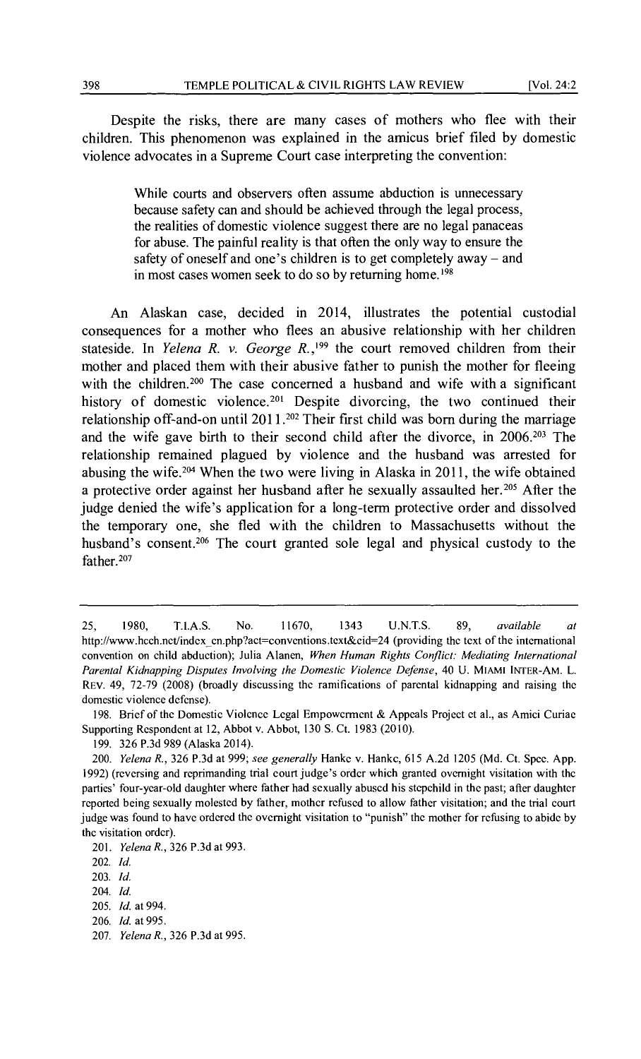Despite the risks, there are many cases of mothers who flee with their children. This phenomenon was explained in the amicus brief filed by domestic violence advocates in a Supreme Court case interpreting the convention:

> While courts and observers often assume abduction is unnecessary because safety can and should be achieved through the legal process, the realities of domestic violence suggest there are no legal panaceas for abuse. The painful reality is that often the only way to ensure the safety of oneself and one's children is to get completely away – and in most cases women seek to do so by returning home.[198]

An Alaskan case, decided in 2014, illustrates the potential custodial consequences for a mother who flees an abusive relationship with her children stateside. In *Yelena R. v. George R.*,[199] the court removed children from their mother and placed them with their abusive father to punish the mother for fleeing with the children.[200] The case concerned a husband and wife with a significant history of domestic violence.[201] Despite divorcing, the two continued their relationship off-and-on until 2011.[202] Their first child was born during the marriage and the wife gave birth to their second child after the divorce, in 2006.[203] The relationship remained plagued by violence and the husband was arrested for abusing the wife.[204] When the two were living in Alaska in 2011, the wife obtained a protective order against her husband after he sexually assaulted her.[205] After the judge denied the wife's application for a long-term protective order and dissolved the temporary one, she fled with the children to Massachusetts without the husband's consent.[206] The court granted sole legal and physical custody to the father.[207]

---

25, 1980, T.I.A.S. No. 11670, 1343 U.N.T.S. 89, *available at* http://www.hcch.net/index_en.php?act=conventions.text&cid=24 (providing the text of the international convention on child abduction); Julia Alanen, *When Human Rights Conflict: Mediating International Parental Kidnapping Disputes Involving the Domestic Violence Defense*, 40 U. MIAMI INTER-AM. L. REV. 49, 72-79 (2008) (broadly discussing the ramifications of parental kidnapping and raising the domestic violence defense).

198. Brief of the Domestic Violence Legal Empowerment & Appeals Project et al., as Amici Curiae Supporting Respondent at 12, Abbot v. Abbot, 130 S. Ct. 1983 (2010).

199. 326 P.3d 989 (Alaska 2014).

200. *Yelena R.*, 326 P.3d at 999; *see generally* Hanke v. Hanke, 615 A.2d 1205 (Md. Ct. Spec. App. 1992) (reversing and reprimanding trial court judge's order which granted overnight visitation with the parties' four-year-old daughter where father had sexually abused his stepchild in the past; after daughter reported being sexually molested by father, mother refused to allow father visitation; and the trial court judge was found to have ordered the overnight visitation to "punish" the mother for refusing to abide by the visitation order).

201. *Yelena R.*, 326 P.3d at 993.

202. *Id.*

203. *Id.*

204. *Id.*

205. *Id.* at 994.

206. *Id.* at 995.

207. *Yelena R.*, 326 P.3d at 995.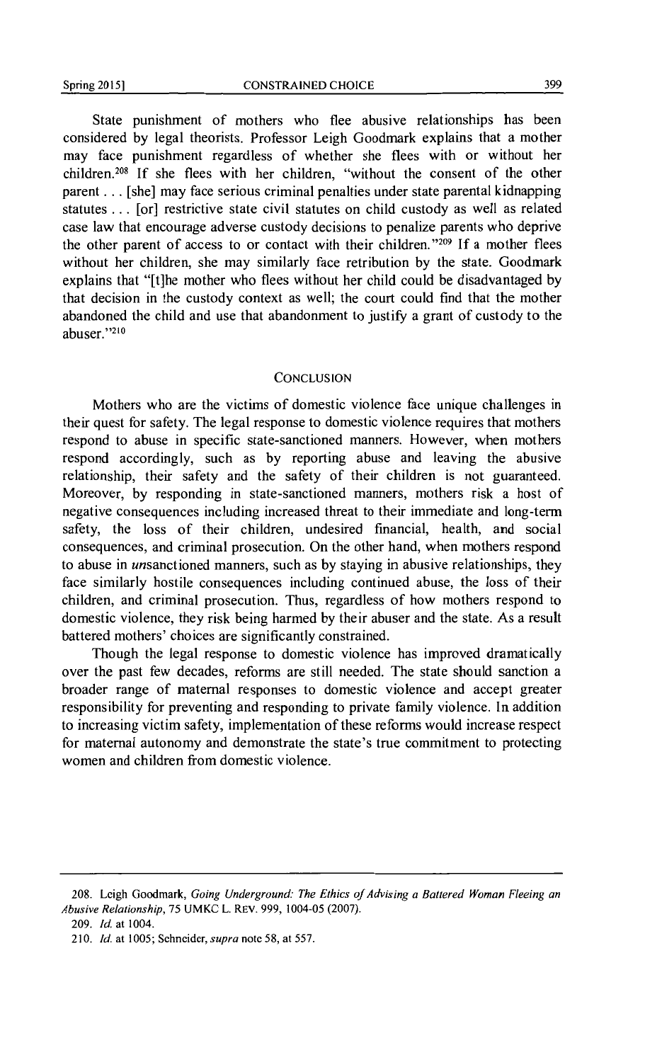State punishment of mothers who flee abusive relationships has been considered by legal theorists. Professor Leigh Goodmark explains that a mother may face punishment regardless of whether she flees with or without her children.[208] If she flees with her children, "without the consent of the other parent . . . [she] may face serious criminal penalties under state parental kidnapping statutes . . . [or] restrictive state civil statutes on child custody as well as related case law that encourage adverse custody decisions to penalize parents who deprive the other parent of access to or contact with their children."[209] If a mother flees without her children, she may similarly face retribution by the state. Goodmark explains that "[t]he mother who flees without her child could be disadvantaged by that decision in the custody context as well; the court could find that the mother abandoned the child and use that abandonment to justify a grant of custody to the abuser."[210]

## CONCLUSION

Mothers who are the victims of domestic violence face unique challenges in their quest for safety. The legal response to domestic violence requires that mothers respond to abuse in specific state-sanctioned manners. However, when mothers respond accordingly, such as by reporting abuse and leaving the abusive relationship, their safety and the safety of their children is not guaranteed. Moreover, by responding in state-sanctioned manners, mothers risk a host of negative consequences including increased threat to their immediate and long-term safety, the loss of their children, undesired financial, health, and social consequences, and criminal prosecution. On the other hand, when mothers respond to abuse in *un*sanctioned manners, such as by staying in abusive relationships, they face similarly hostile consequences including continued abuse, the loss of their children, and criminal prosecution. Thus, regardless of how mothers respond to domestic violence, they risk being harmed by their abuser and the state. As a result battered mothers' choices are significantly constrained.

Though the legal response to domestic violence has improved dramatically over the past few decades, reforms are still needed. The state should sanction a broader range of maternal responses to domestic violence and accept greater responsibility for preventing and responding to private family violence. In addition to increasing victim safety, implementation of these reforms would increase respect for maternal autonomy and demonstrate the state's true commitment to protecting women and children from domestic violence.

---

208. Leigh Goodmark, *Going Underground: The Ethics of Advising a Battered Woman Fleeing an Abusive Relationship*, 75 UMKC L. REV. 999, 1004-05 (2007).

209. *Id.* at 1004.

210. *Id.* at 1005; Schneider, *supra* note 58, at 557.